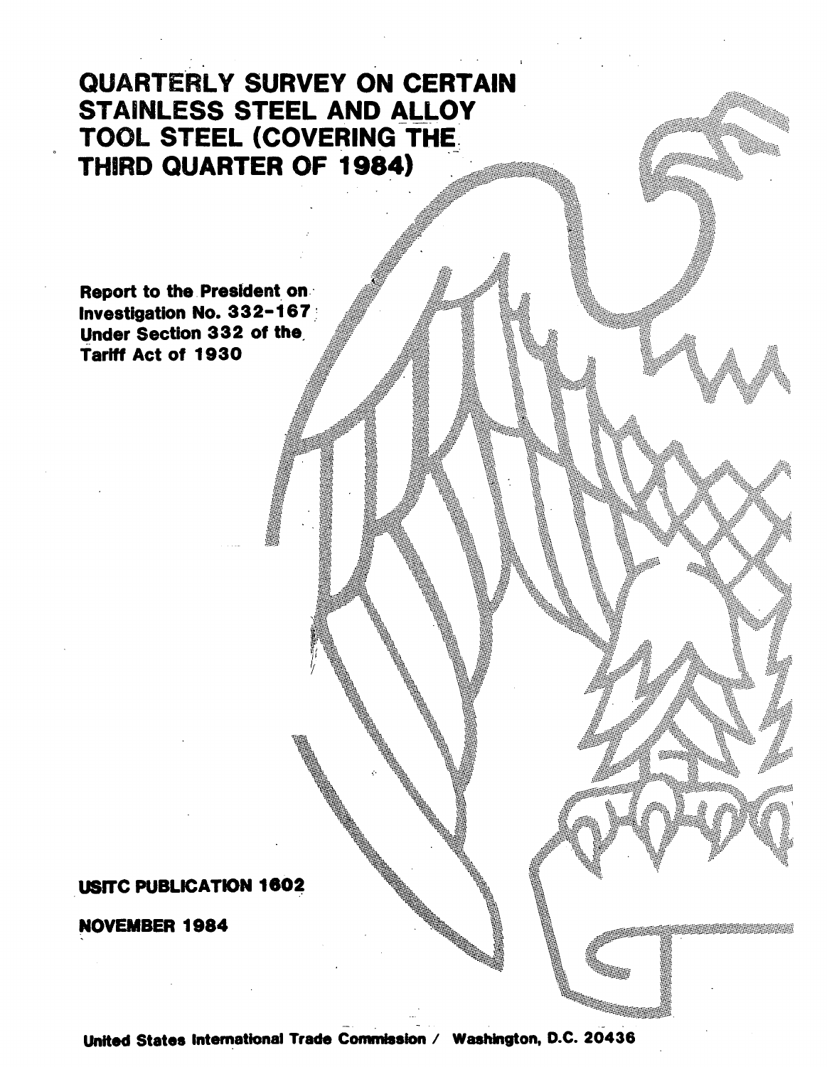# QUARTERLY SURVEY ON CERTAIN STAINLESS STEEL AND ALLOY TOOL STEEL (COVERING THE THIRD QUARTER OF 1984)

Report to the President on Investigation No. 332-167 Under Section 332 of the Tariff Act of 1930

USITC PUBLICATION 1602

NOVEMBER 1984

United States International Trade Commission / Washington, D.C. 20436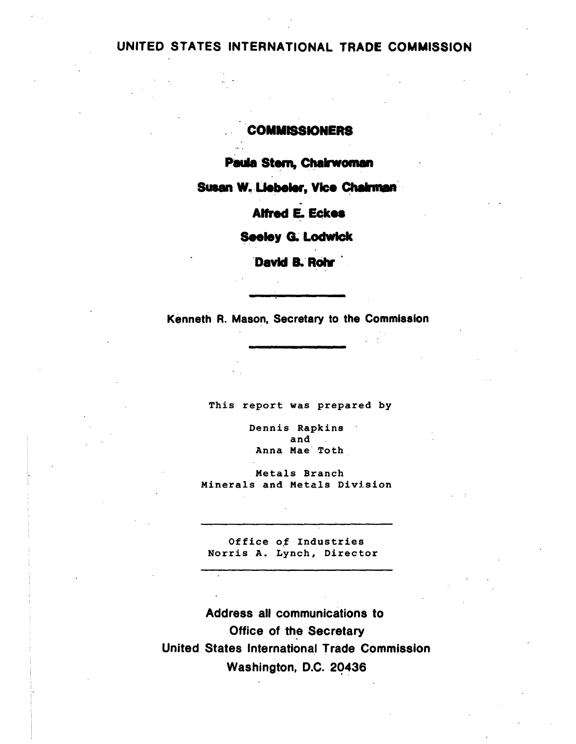# UNITED STATES INTERNATIONAL TRADE COMMISSION

## COMMISSIONERS

**Paula Stern, Chairwoman**

**Susan W. Liebeler, Vice Chairman**

**Alfred E. Eckes**

**Seeley G. Lodwick**

**David B. Rohr**

---

Kenneth R. Mason, Secretary to the Commission

---

This report was prepared by

Dennis Rapkins
and
Anna Mae Toth

Metals Branch
Minerals and Metals Division

---

Office of Industries
Norris A. Lynch, Director

---

**Address all communications to**
**Office of the Secretary**
**United States International Trade Commission**
**Washington, D.C. 20436**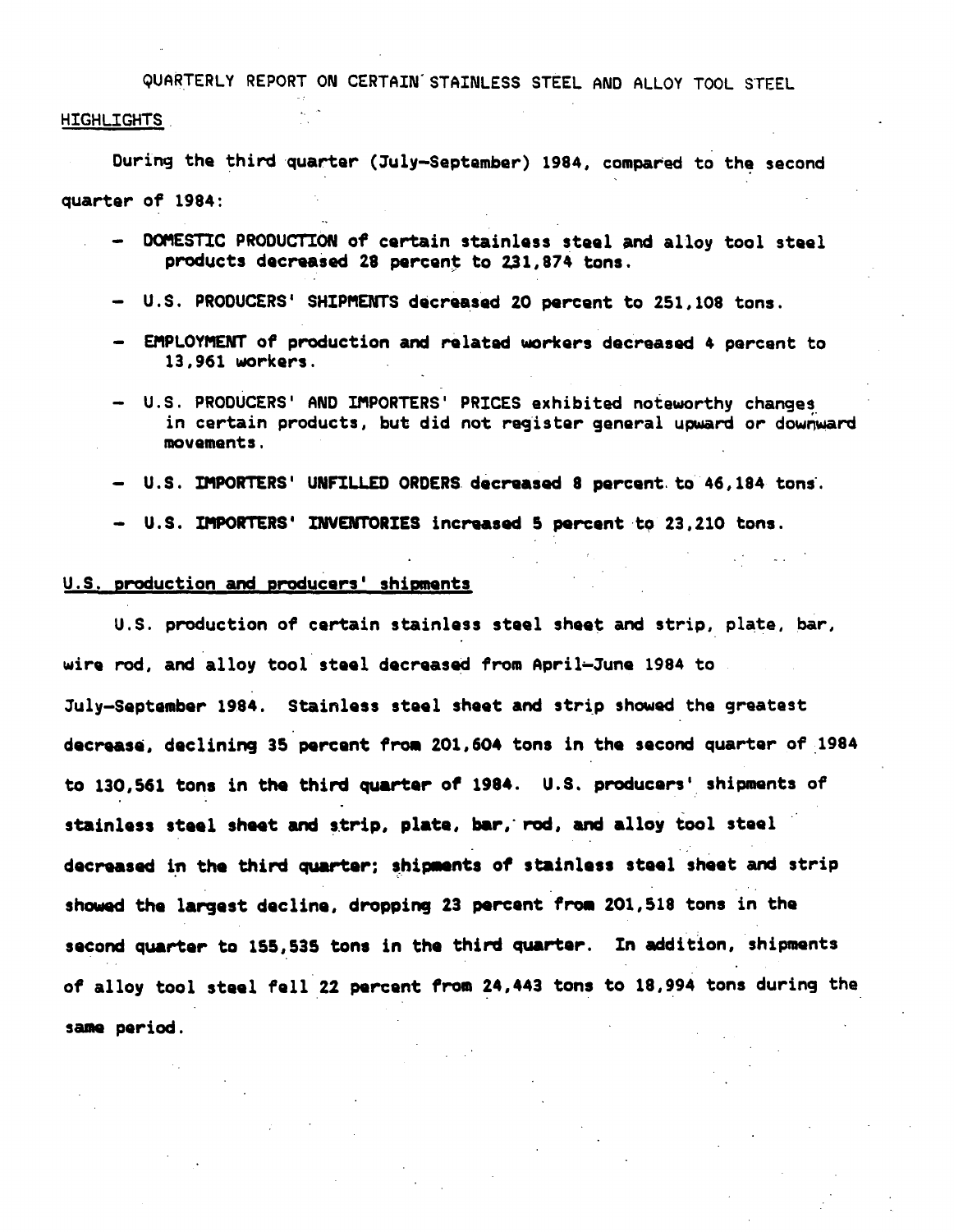# QUARTERLY REPORT ON CERTAIN STAINLESS STEEL AND ALLOY TOOL STEEL

## HIGHLIGHTS

During the third quarter (July–September) 1984, compared to the second quarter of 1984:

- DOMESTIC PRODUCTION of certain stainless steel and alloy tool steel products decreased 28 percent to 231,874 tons.
- U.S. PRODUCERS' SHIPMENTS decreased 20 percent to 251,108 tons.
- EMPLOYMENT of production and related workers decreased 4 percent to 13,961 workers.
- U.S. PRODUCERS' AND IMPORTERS' PRICES exhibited noteworthy changes in certain products, but did not register general upward or downward movements.
- U.S. IMPORTERS' UNFILLED ORDERS decreased 8 percent to 46,184 tons.
- U.S. IMPORTERS' INVENTORIES increased 5 percent to 23,210 tons.

## U.S. production and producers' shipments

U.S. production of certain stainless steel sheet and strip, plate, bar, wire rod, and alloy tool steel decreased from April–June 1984 to July–September 1984. Stainless steel sheet and strip showed the greatest decrease, declining 35 percent from 201,604 tons in the second quarter of 1984 to 130,561 tons in the third quarter of 1984. U.S. producers' shipments of stainless steel sheet and strip, plate, bar, rod, and alloy tool steel decreased in the third quarter; shipments of stainless steel sheet and strip showed the largest decline, dropping 23 percent from 201,518 tons in the second quarter to 155,535 tons in the third quarter. In addition, shipments of alloy tool steel fell 22 percent from 24,443 tons to 18,994 tons during the same period.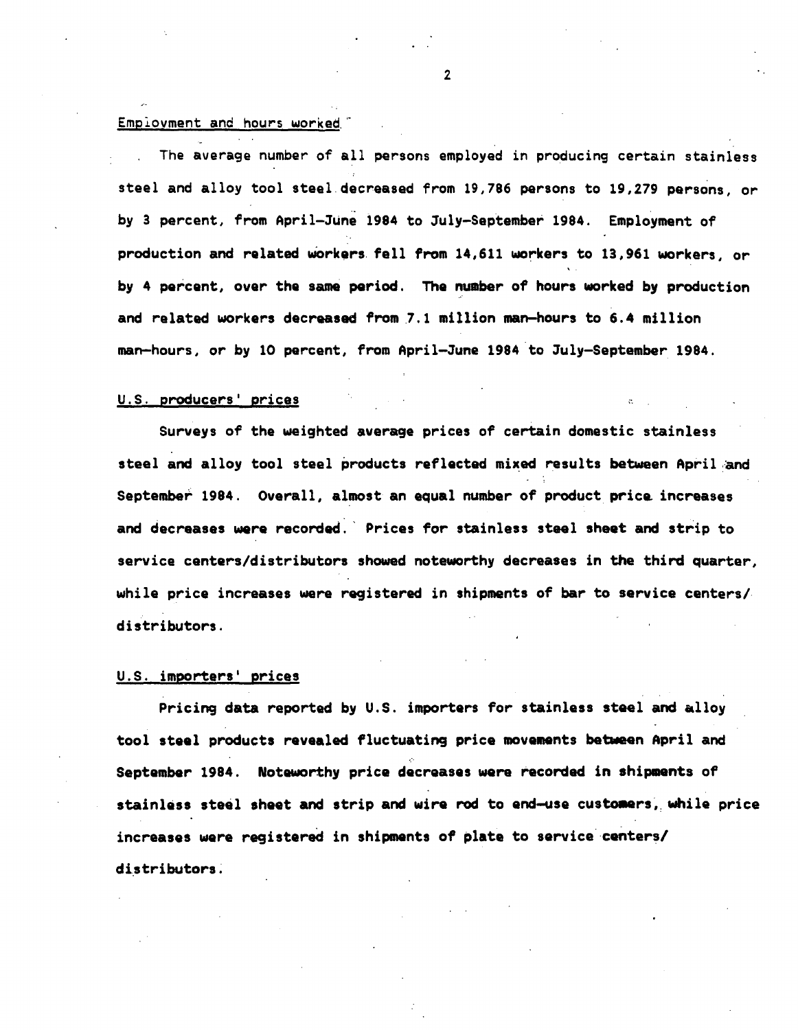## Employment and hours worked

The average number of all persons employed in producing certain stainless steel and alloy tool steel decreased from 19,786 persons to 19,279 persons, or by 3 percent, from April–June 1984 to July–September 1984. Employment of production and related workers fell from 14,611 workers to 13,961 workers, or by 4 percent, over the same period. The number of hours worked by production and related workers decreased from 7.1 million man-hours to 6.4 million man-hours, or by 10 percent, from April–June 1984 to July–September 1984.

## U.S. producers' prices

Surveys of the weighted average prices of certain domestic stainless steel and alloy tool steel products reflected mixed results between April and September 1984. Overall, almost an equal number of product price increases and decreases were recorded. Prices for stainless steel sheet and strip to service centers/distributors showed noteworthy decreases in the third quarter, while price increases were registered in shipments of bar to service centers/distributors.

## U.S. importers' prices

Pricing data reported by U.S. importers for stainless steel and alloy tool steel products revealed fluctuating price movements between April and September 1984. Noteworthy price decreases were recorded in shipments of stainless steel sheet and strip and wire rod to end-use customers, while price increases were registered in shipments of plate to service centers/distributors.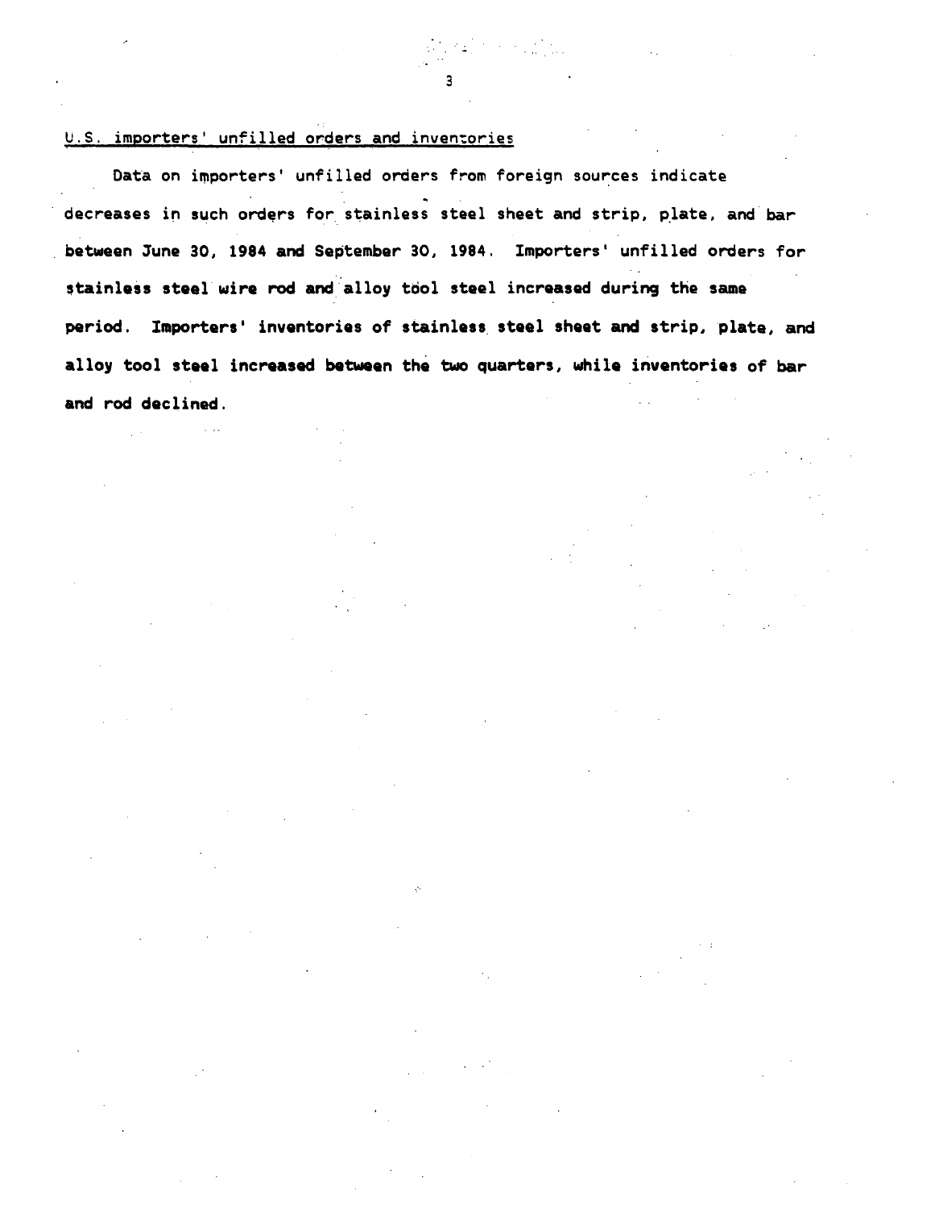## U.S. importers' unfilled orders and inventories

Data on importers' unfilled orders from foreign sources indicate decreases in such orders for stainless steel sheet and strip, plate, and bar between June 30, 1984 and September 30, 1984. Importers' unfilled orders for stainless steel wire rod and alloy tool steel increased during the same period. Importers' inventories of stainless steel sheet and strip, plate, and alloy tool steel increased between the two quarters, while inventories of bar and rod declined.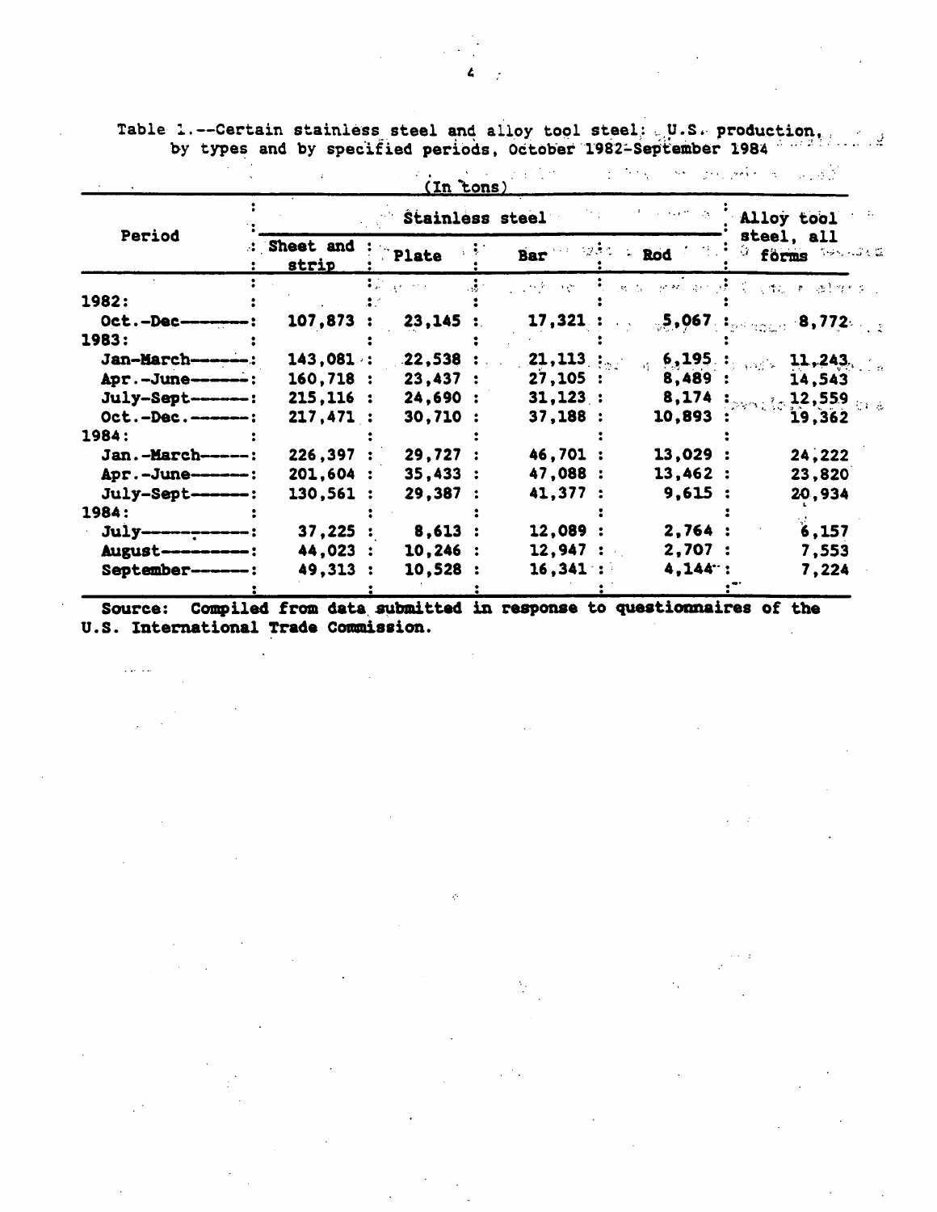Table 1.--Certain stainless steel and alloy tool steel: U.S. production, by types and by specified periods, October 1982-September 1984

(In tons)

| Period | Stainless steel | | | | Alloy tool steel, all forms |
|---|---|---|---|---|---|
| | Sheet and strip | Plate | Bar | Rod | |
| 1982: | | | | | |
| Oct.-Dec | 107,873 | 23,145 | 17,321 | 5,067 | 8,772 |
| 1983: | | | | | |
| Jan-March | 143,081 | 22,538 | 21,113 | 6,195 | 11,243 |
| Apr.-June | 160,718 | 23,437 | 27,105 | 8,489 | 14,543 |
| July-Sept | 215,116 | 24,690 | 31,123 | 8,174 | 12,559 |
| Oct.-Dec. | 217,471 | 30,710 | 37,188 | 10,893 | 19,362 |
| 1984: | | | | | |
| Jan.-March | 226,397 | 29,727 | 46,701 | 13,029 | 24,222 |
| Apr.-June | 201,604 | 35,433 | 47,088 | 13,462 | 23,820 |
| July-Sept | 130,561 | 29,387 | 41,377 | 9,615 | 20,934 |
| 1984: | | | | | |
| July | 37,225 | 8,613 | 12,089 | 2,764 | 6,157 |
| August | 44,023 | 10,246 | 12,947 | 2,707 | 7,553 |
| September | 49,313 | 10,528 | 16,341 | 4,144 | 7,224 |

Source: Compiled from data submitted in response to questionnaires of the U.S. International Trade Commission.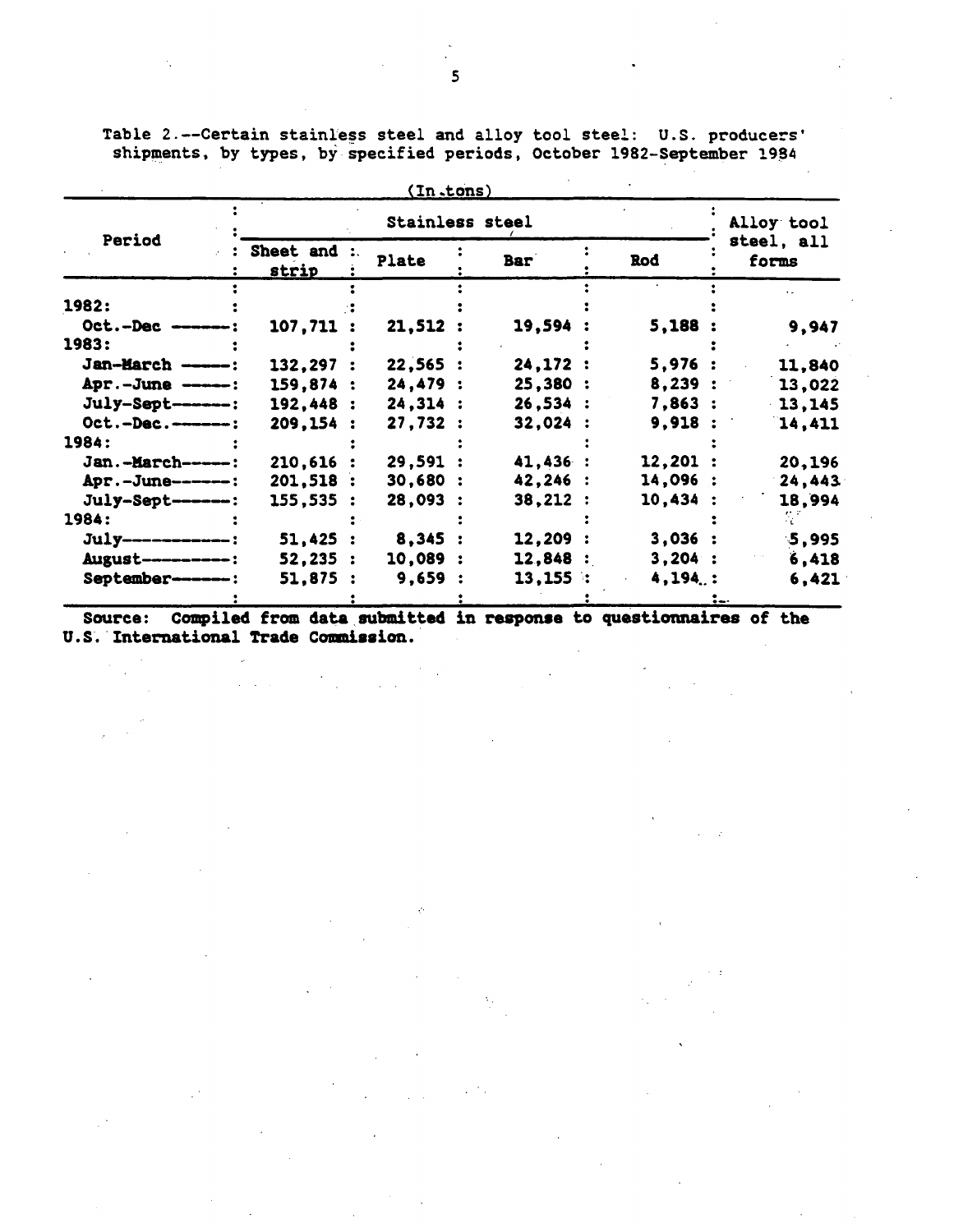Table 2.--Certain stainless steel and alloy tool steel: U.S. producers' shipments, by types, by specified periods, October 1982-September 1984

(In tons)

| Period | Stainless steel | | | | Alloy tool steel, all forms |
|---|---|---|---|---|---|
| | Sheet and strip | Plate | Bar | Rod | |
| 1982: | | | | | |
| Oct.-Dec | 107,711 | 21,512 | 19,594 | 5,188 | 9,947 |
| 1983: | | | | | |
| Jan-March | 132,297 | 22,565 | 24,172 | 5,976 | 11,840 |
| Apr.-June | 159,874 | 24,479 | 25,380 | 8,239 | 13,022 |
| July-Sept | 192,448 | 24,314 | 26,534 | 7,863 | 13,145 |
| Oct.-Dec. | 209,154 | 27,732 | 32,024 | 9,918 | 14,411 |
| 1984: | | | | | |
| Jan.-March | 210,616 | 29,591 | 41,436 | 12,201 | 20,196 |
| Apr.-June | 201,518 | 30,680 | 42,246 | 14,096 | 24,443 |
| July-Sept | 155,535 | 28,093 | 38,212 | 10,434 | 18,994 |
| 1984: | | | | | |
| July | 51,425 | 8,345 | 12,209 | 3,036 | 5,995 |
| August | 52,235 | 10,089 | 12,848 | 3,204 | 6,418 |
| September | 51,875 | 9,659 | 13,155 | 4,194 | 6,421 |

Source: Compiled from data submitted in response to questionnaires of the U.S. International Trade Commission.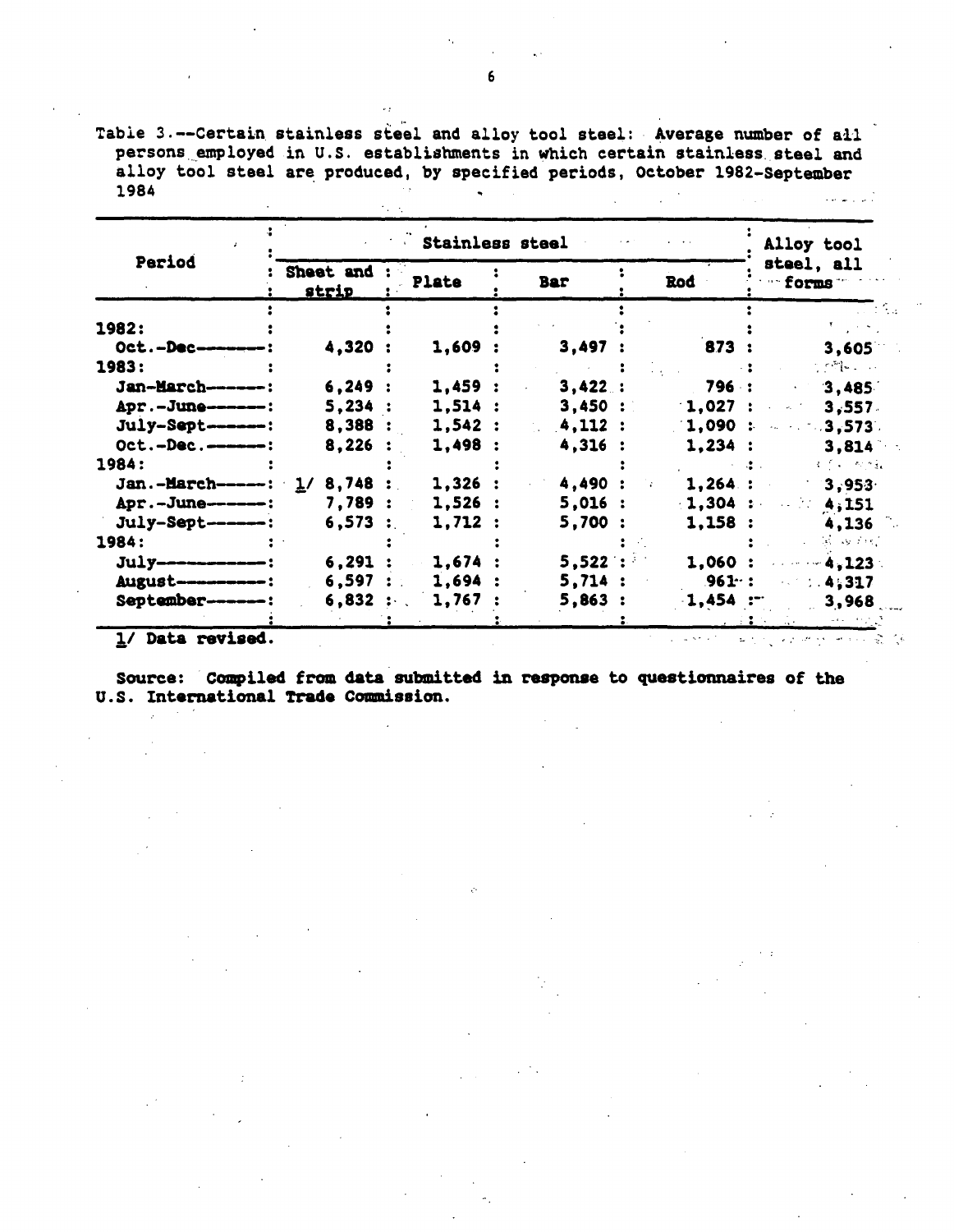Table 3.--Certain stainless steel and alloy tool steel: Average number of all persons employed in U.S. establishments in which certain stainless steel and alloy tool steel are produced, by specified periods, October 1982-September 1984

| Period | Stainless steel | | | | Alloy tool steel, all forms |
|---|---|---|---|---|---|
| | Sheet and strip | Plate | Bar | Rod | |
| 1982: | | | | | |
| Oct.-Dec. | 4,320 | 1,609 | 3,497 | 873 | 3,605 |
| 1983: | | | | | |
| Jan-March | 6,249 | 1,459 | 3,422 | 796 | 3,485 |
| Apr.-June | 5,234 | 1,514 | 3,450 | 1,027 | 3,557 |
| July-Sept | 8,388 | 1,542 | 4,112 | 1,090 | 3,573 |
| Oct.-Dec. | 8,226 | 1,498 | 4,316 | 1,234 | 3,814 |
| 1984: | | | | | |
| Jan.-March | 1/ 8,748 | 1,326 | 4,490 | 1,264 | 3,953 |
| Apr.-June | 7,789 | 1,526 | 5,016 | 1,304 | 4,151 |
| July-Sept | 6,573 | 1,712 | 5,700 | 1,158 | 4,136 |
| 1984: | | | | | |
| July | 6,291 | 1,674 | 5,522 | 1,060 | 4,123 |
| August | 6,597 | 1,694 | 5,714 | 961 | 4,317 |
| September | 6,832 | 1,767 | 5,863 | 1,454 | 3,968 |

1/ Data revised.

Source: Compiled from data submitted in response to questionnaires of the U.S. International Trade Commission.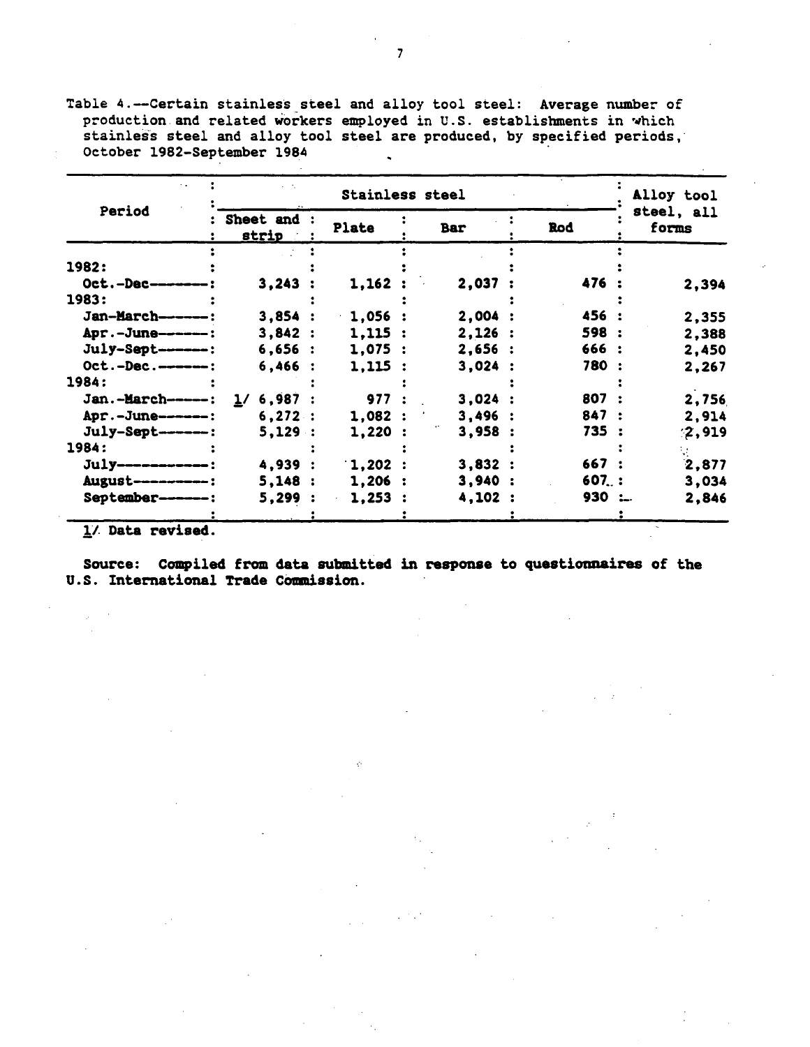Table 4.--Certain stainless steel and alloy tool steel: Average number of production and related workers employed in U.S. establishments in which stainless steel and alloy tool steel are produced, by specified periods, October 1982-September 1984

| Period | Stainless steel | | | | Alloy tool steel, all forms |
|---|---|---|---|---|---|
| | Sheet and strip | Plate | Bar | Rod | |
| 1982: | | | | | |
| Oct.-Dec. | 3,243 | 1,162 | 2,037 | 476 | 2,394 |
| 1983: | | | | | |
| Jan-March | 3,854 | 1,056 | 2,004 | 456 | 2,355 |
| Apr.-June | 3,842 | 1,115 | 2,126 | 598 | 2,388 |
| July-Sept | 6,656 | 1,075 | 2,656 | 666 | 2,450 |
| Oct.-Dec. | 6,466 | 1,115 | 3,024 | 780 | 2,267 |
| 1984: | | | | | |
| Jan.-March | 1/ 6,987 | 977 | 3,024 | 807 | 2,756 |
| Apr.-June | 6,272 | 1,082 | 3,496 | 847 | 2,914 |
| July-Sept | 5,129 | 1,220 | 3,958 | 735 | 2,919 |
| 1984: | | | | | |
| July | 4,939 | 1,202 | 3,832 | 667 | 2,877 |
| August | 5,148 | 1,206 | 3,940 | 607 | 3,034 |
| September | 5,299 | 1,253 | 4,102 | 930 | 2,846 |

1/ Data revised.

Source: Compiled from data submitted in response to questionnaires of the U.S. International Trade Commission.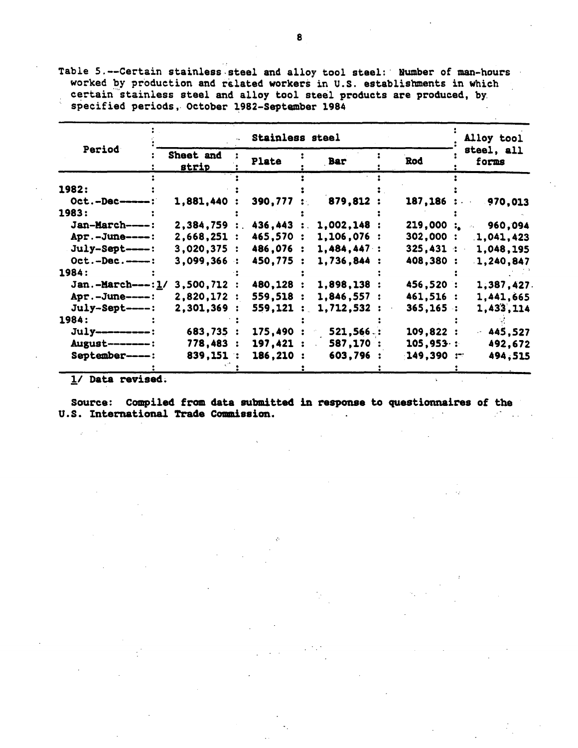Table 5.--Certain stainless steel and alloy tool steel: Number of man-hours worked by production and related workers in U.S. establishments in which certain stainless steel and alloy tool steel products are produced, by specified periods, October 1982-September 1984

| Period | Stainless steel | | | | Alloy tool steel, all forms |
|---|---|---|---|---|---|
| | Sheet and strip | Plate | Bar | Rod | |
| 1982: | | | | | |
| Oct.-Dec | 1,881,440 | 390,777 | 879,812 | 187,186 | 970,013 |
| 1983: | | | | | |
| Jan-March | 2,384,759 | 436,443 | 1,002,148 | 219,000 | 960,094 |
| Apr.-June | 2,668,251 | 465,570 | 1,106,076 | 302,000 | 1,041,423 |
| July-Sept | 3,020,375 | 486,076 | 1,484,447 | 325,431 | 1,048,195 |
| Oct.-Dec. | 3,099,366 | 450,775 | 1,736,844 | 408,380 | 1,240,847 |
| 1984: | | | | | |
| Jan.-March 1/ | 3,500,712 | 480,128 | 1,898,138 | 456,520 | 1,387,427 |
| Apr.-June | 2,820,172 | 559,518 | 1,846,557 | 461,516 | 1,441,665 |
| July-Sept | 2,301,369 | 559,121 | 1,712,532 | 365,165 | 1,433,114 |
| 1984: | | | | | |
| July | 683,735 | 175,490 | 521,566 | 109,822 | 445,527 |
| August | 778,483 | 197,421 | 587,170 | 105,953 | 492,672 |
| September | 839,151 | 186,210 | 603,796 | 149,390 | 494,515 |

1/ Data revised.

Source: Compiled from data submitted in response to questionnaires of the U.S. International Trade Commission.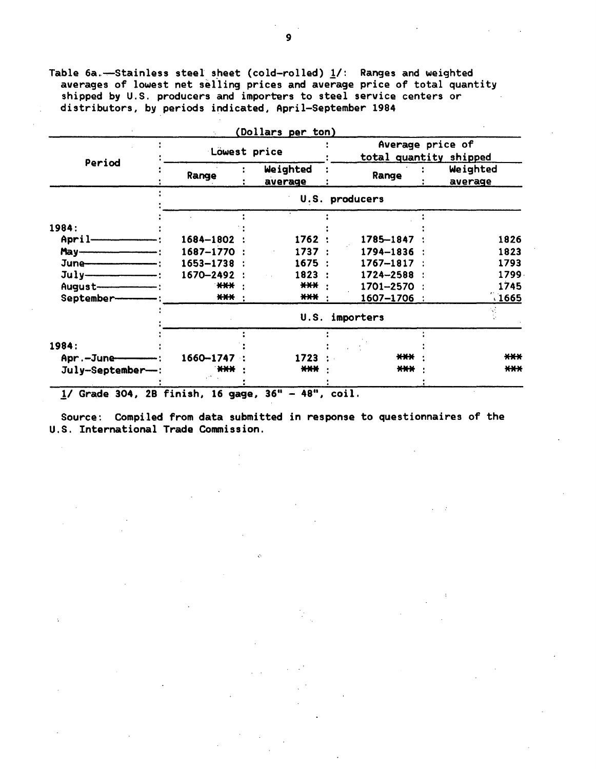Table 6a.—Stainless steel sheet (cold-rolled) 1/: Ranges and weighted averages of lowest net selling prices and average price of total quantity shipped by U.S. producers and importers to steel service centers or distributors, by periods indicated, April-September 1984

(Dollars per ton)

| Period | Lowest price | | Average price of total quantity shipped | |
|---|---|---|---|---|
| | Range | Weighted average | Range | Weighted average |
| | U.S. producers | | | |
| 1984: | | | | |
| April | 1684-1802 | 1762 | 1785-1847 | 1826 |
| May | 1687-1770 | 1737 | 1794-1836 | 1823 |
| June | 1653-1738 | 1675 | 1767-1817 | 1793 |
| July | 1670-2492 | 1823 | 1724-2588 | 1799 |
| August | *** | *** | 1701-2570 | 1745 |
| September | *** | *** | 1607-1706 | 1665 |
| | U.S. importers | | | |
| 1984: | | | | |
| Apr.-June | 1660-1747 | 1723 | *** | *** |
| July-September | *** | *** | *** | *** |

1/ Grade 304, 2B finish, 16 gage, 36" - 48", coil.

Source: Compiled from data submitted in response to questionnaires of the U.S. International Trade Commission.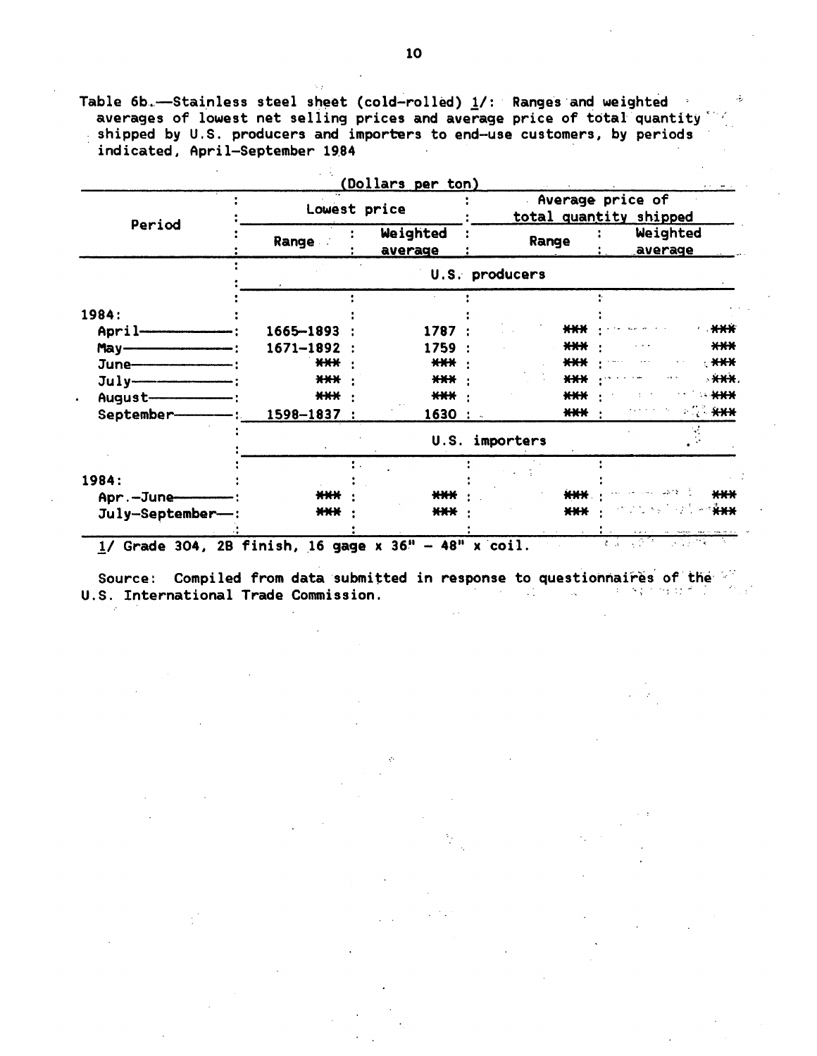Table 6b.—Stainless steel sheet (cold-rolled) 1/: Ranges and weighted averages of lowest net selling prices and average price of total quantity shipped by U.S. producers and importers to end-use customers, by periods indicated, April-September 1984

(Dollars per ton)

| Period | Lowest price | | Average price of total quantity shipped | |
|---|---|---|---|---|
| | Range | Weighted average | Range | Weighted average |
| | U.S. producers | | | |
| 1984: | | | | |
| April | 1665-1893 | 1787 | *** | *** |
| May | 1671-1892 | 1759 | *** | *** |
| June | *** | *** | *** | *** |
| July | *** | *** | *** | *** |
| August | *** | *** | *** | *** |
| September | 1598-1837 | 1630 | *** | *** |
| | U.S. importers | | | |
| 1984: | | | | |
| Apr.-June | *** | *** | *** | *** |
| July-September | *** | *** | *** | *** |

1/ Grade 304, 2B finish, 16 gage x 36" - 48" x coil.

Source: Compiled from data submitted in response to questionnaires of the U.S. International Trade Commission.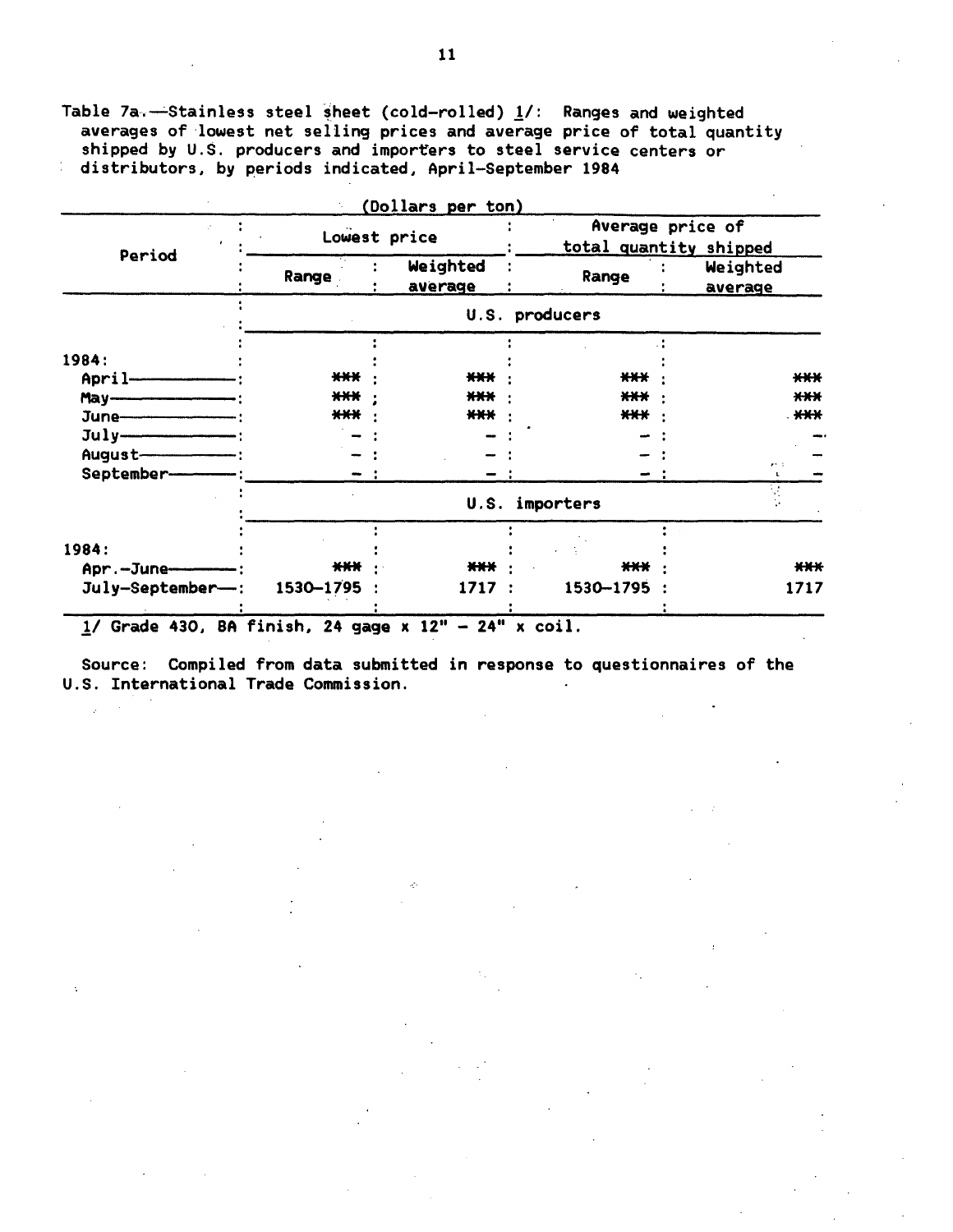Table 7a.—Stainless steel sheet (cold-rolled) 1/: Ranges and weighted averages of lowest net selling prices and average price of total quantity shipped by U.S. producers and importers to steel service centers or distributors, by periods indicated, April–September 1984

(Dollars per ton)

| Period | Lowest price | | Average price of total quantity shipped | |
|---|---|---|---|---|
| | Range | Weighted average | Range | Weighted average |
| | U.S. producers | | | |
| 1984: | | | | |
| April | *** | *** | *** | *** |
| May | *** | *** | *** | *** |
| June | *** | *** | *** | *** |
| July | – | – | – | – |
| August | – | – | – | – |
| September | – | – | – | – |
| | U.S. importers | | | |
| 1984: | | | | |
| Apr.–June | *** | *** | *** | *** |
| July–September | 1530–1795 | 1717 | 1530–1795 | 1717 |

1/ Grade 430, BA finish, 24 gage x 12" – 24" x coil.

Source: Compiled from data submitted in response to questionnaires of the U.S. International Trade Commission.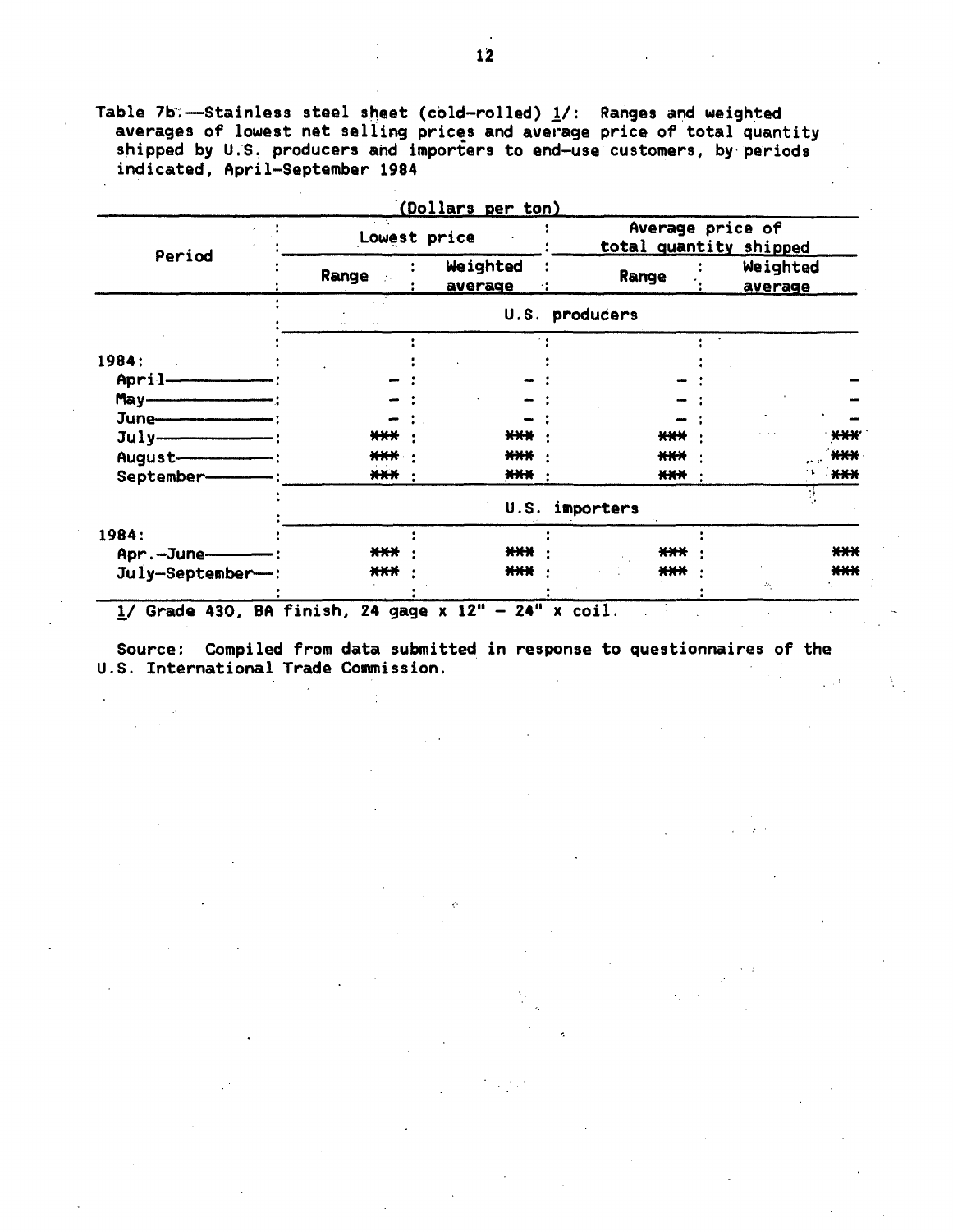Table 7b.—Stainless steel sheet (cold-rolled) 1/: Ranges and weighted averages of lowest net selling prices and average price of total quantity shipped by U.S. producers and importers to end-use customers, by periods indicated, April–September 1984

(Dollars per ton)

| Period | Lowest price | | Average price of total quantity shipped | |
|---|---|---|---|---|
| | Range | Weighted average | Range | Weighted average |
| | U.S. producers | | | |
| 1984: | | | | |
| April | – | – | – | – |
| May | – | – | – | – |
| June | – | – | – | – |
| July | *** | *** | *** | *** |
| August | *** | *** | *** | *** |
| September | *** | *** | *** | *** |
| | U.S. importers | | | |
| 1984: | | | | |
| Apr.–June | *** | *** | *** | *** |
| July–September | *** | *** | *** | *** |

1/ Grade 430, BA finish, 24 gage x 12" – 24" x coil.

Source: Compiled from data submitted in response to questionnaires of the U.S. International Trade Commission.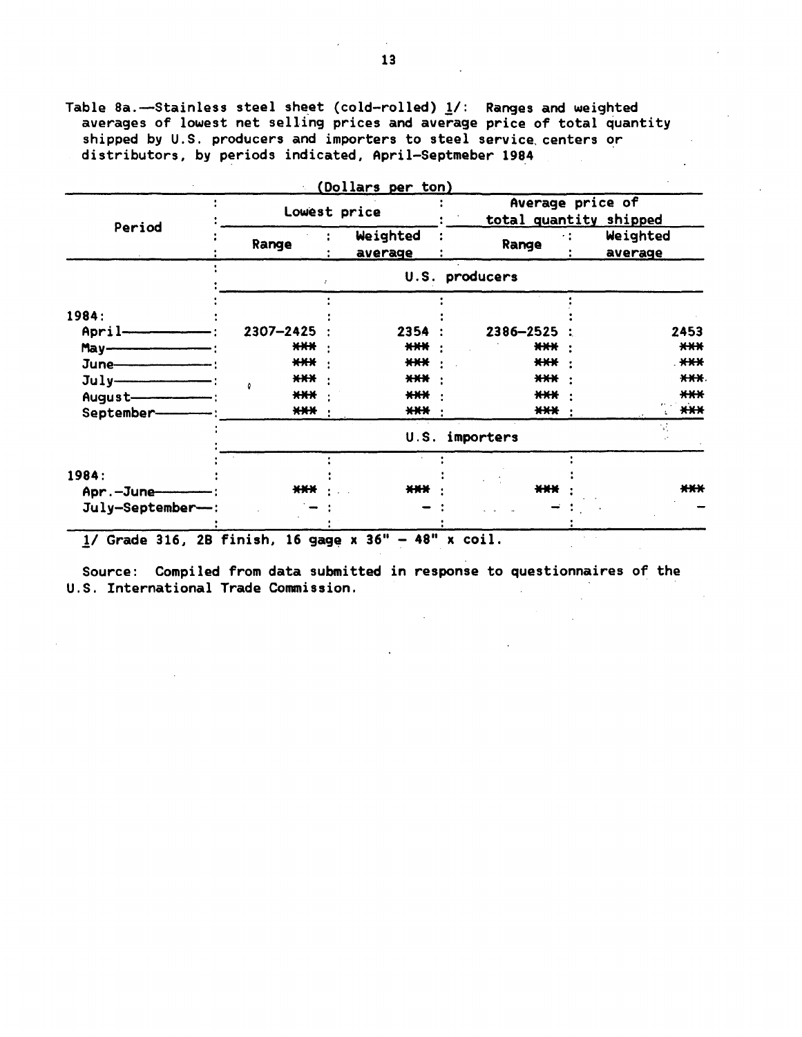Table 8a.—Stainless steel sheet (cold-rolled) 1/: Ranges and weighted averages of lowest net selling prices and average price of total quantity shipped by U.S. producers and importers to steel service centers or distributors, by periods indicated, April–Septmeber 1984

(Dollars per ton)

| Period | Lowest price | | Average price of total quantity shipped | |
|---|---|---|---|---|
| | Range | Weighted average | Range | Weighted average |
| | U.S. producers | | | |
| 1984: | | | | |
| April | 2307–2425 | 2354 | 2386–2525 | 2453 |
| May | *** | *** | *** | *** |
| June | *** | *** | *** | *** |
| July | *** | *** | *** | *** |
| August | *** | *** | *** | *** |
| September | *** | *** | *** | *** |
| | U.S. importers | | | |
| 1984: | | | | |
| Apr.–June | *** | *** | *** | *** |
| July–September | – | – | – | – |

1/ Grade 316, 2B finish, 16 gage x 36" – 48" x coil.

Source: Compiled from data submitted in response to questionnaires of the U.S. International Trade Commission.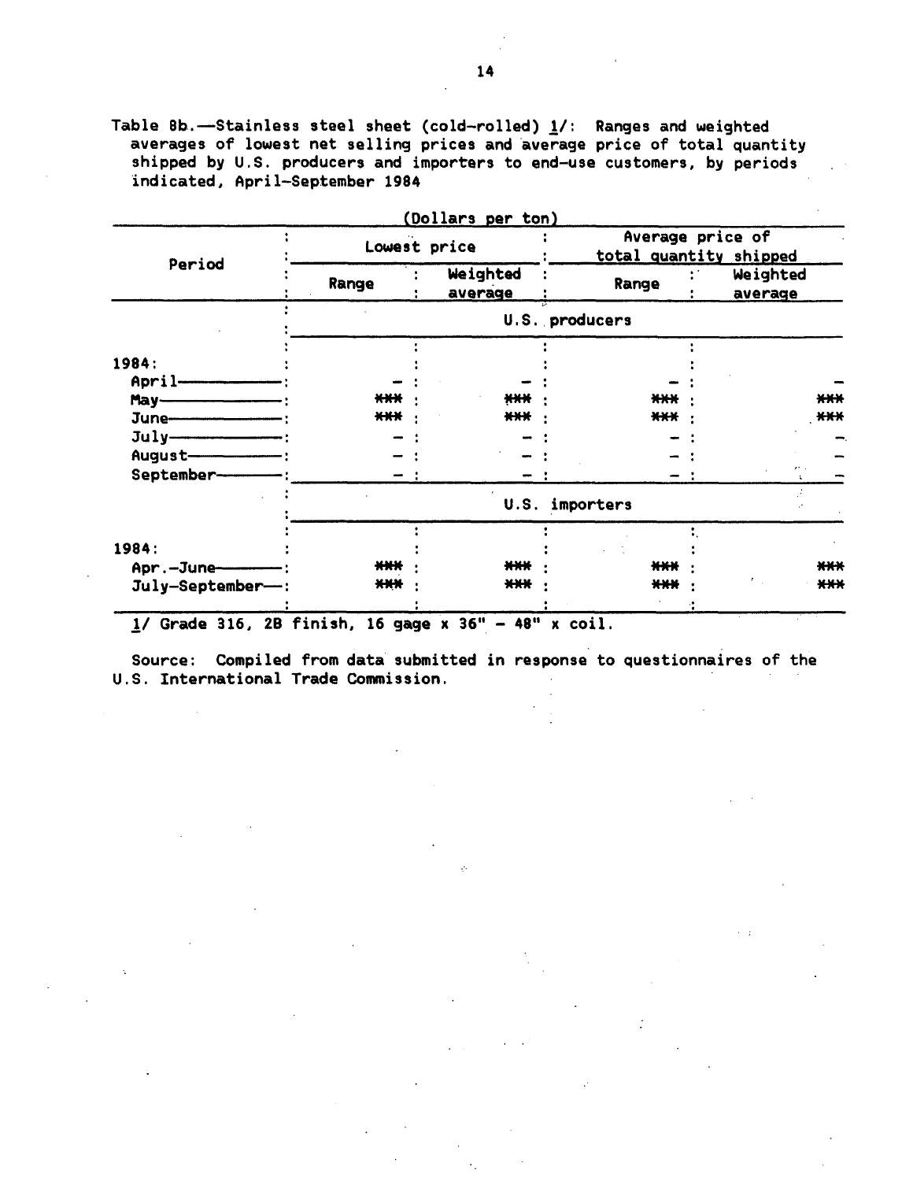Table 8b.—Stainless steel sheet (cold-rolled) 1/: Ranges and weighted averages of lowest net selling prices and average price of total quantity shipped by U.S. producers and importers to end-use customers, by periods indicated, April-September 1984

(Dollars per ton)

| Period | Lowest price | | Average price of total quantity shipped | |
|---|---|---|---|---|
| | Range | Weighted average | Range | Weighted average |
| | U.S. producers | | | |
| 1984: | | | | |
| April | - | - | - | - |
| May | *** | *** | *** | *** |
| June | *** | *** | *** | *** |
| July | - | - | - | - |
| August | - | - | - | - |
| September | - | - | - | - |
| | U.S. importers | | | |
| 1984: | | | | |
| Apr.-June | *** | *** | *** | *** |
| July-September | *** | *** | *** | *** |

1/ Grade 316, 2B finish, 16 gage x 36" - 48" x coil.

Source: Compiled from data submitted in response to questionnaires of the U.S. International Trade Commission.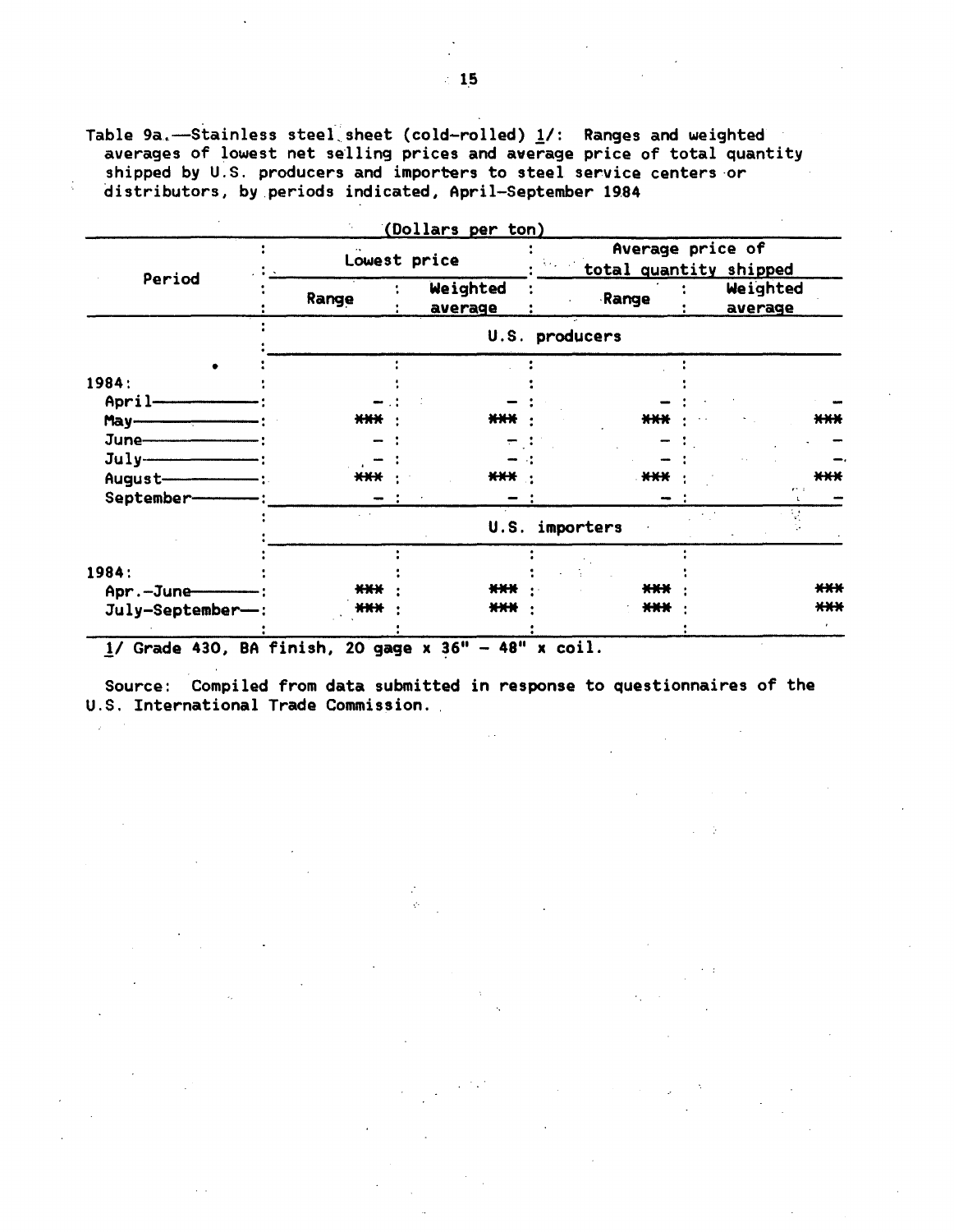Table 9a.—Stainless steel sheet (cold-rolled) 1/: Ranges and weighted averages of lowest net selling prices and average price of total quantity shipped by U.S. producers and importers to steel service centers or distributors, by periods indicated, April-September 1984

(Dollars per ton)

| Period | Lowest price | | Average price of total quantity shipped | |
|---|---|---|---|---|
| | Range | Weighted average | Range | Weighted average |
| | U.S. producers | | | |
| 1984: | | | | |
| April | - | - | - | - |
| May | *** | *** | *** | *** |
| June | - | - | - | - |
| July | - | - | - | - |
| August | *** | *** | *** | *** |
| September | - | - | - | - |
| | U.S. importers | | | |
| 1984: | | | | |
| Apr.-June | *** | *** | *** | *** |
| July-September | *** | *** | *** | *** |

1/ Grade 430, BA finish, 20 gage x 36" - 48" x coil.

Source: Compiled from data submitted in response to questionnaires of the U.S. International Trade Commission.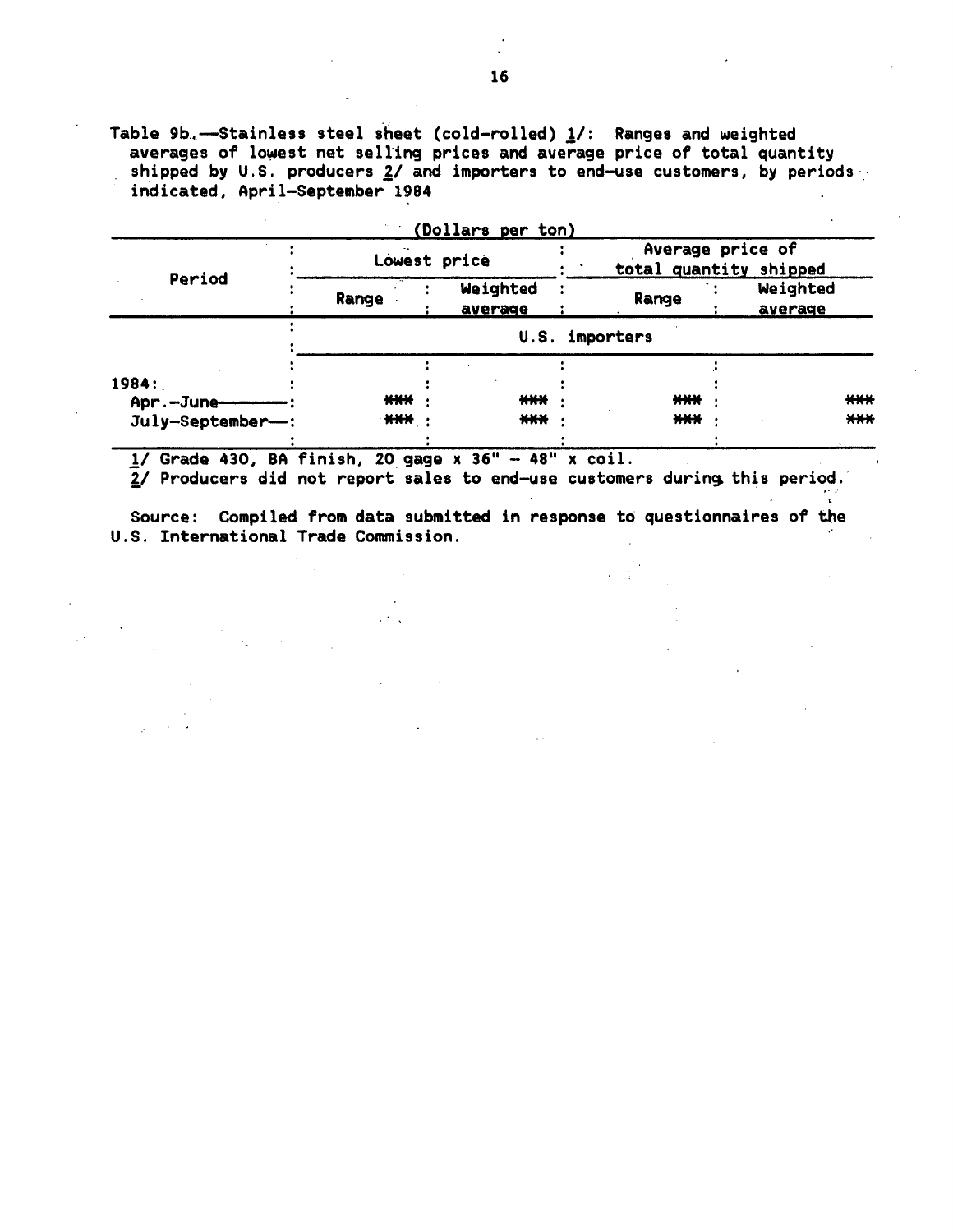Table 9b.—Stainless steel sheet (cold-rolled) 1/: Ranges and weighted averages of lowest net selling prices and average price of total quantity shipped by U.S. producers 2/ and importers to end-use customers, by periods indicated, April-September 1984

(Dollars per ton)

| Period | Lowest price | | Average price of total quantity shipped | |
|---|---|---|---|---|
| | Range | Weighted average | Range | Weighted average |
| | U.S. importers | | | |
| 1984: | | | | |
| Apr.-June | *** | *** | *** | *** |
| July-September | *** | *** | *** | *** |

1/ Grade 430, BA finish, 20 gage x 36" - 48" x coil.

2/ Producers did not report sales to end-use customers during this period.

Source: Compiled from data submitted in response to questionnaires of the U.S. International Trade Commission.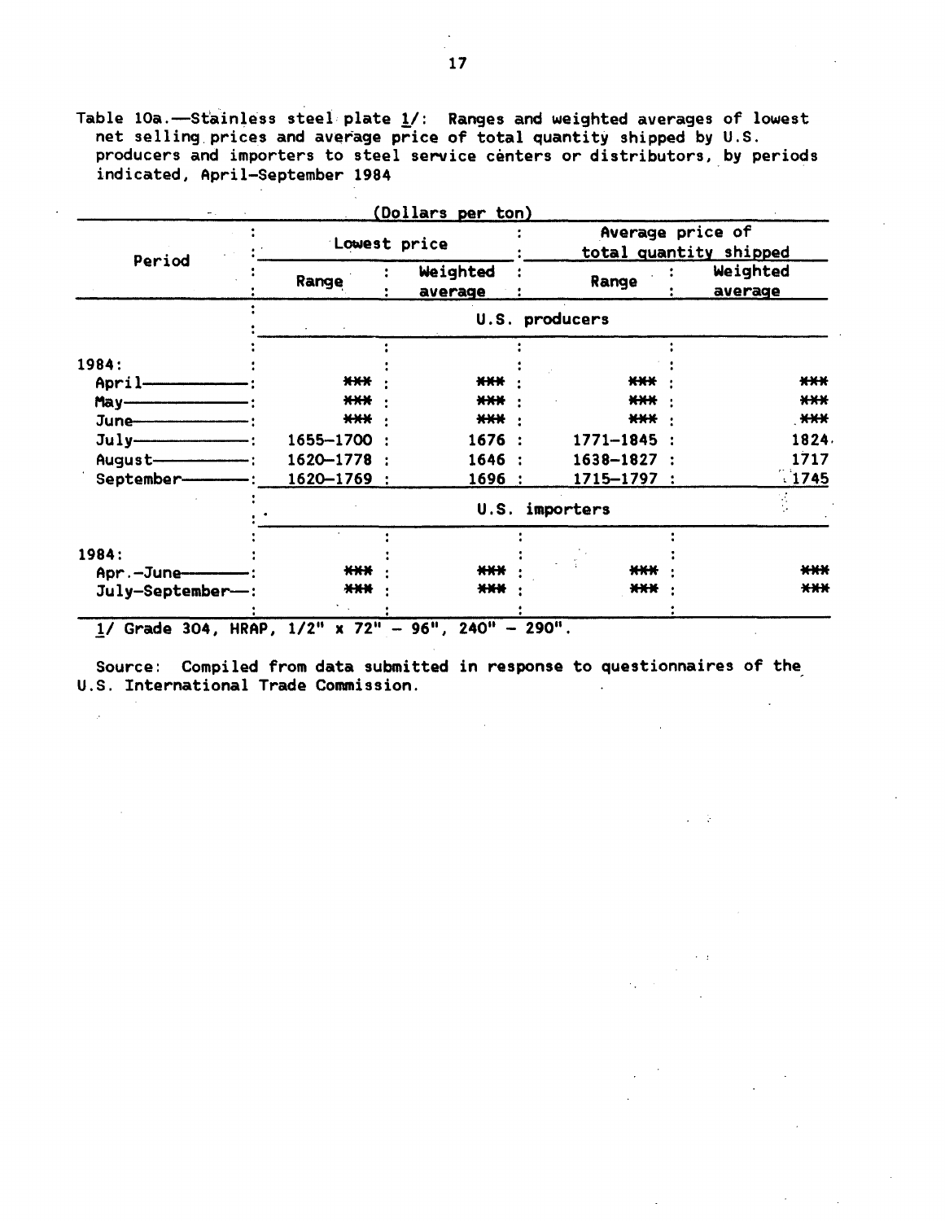Table 10a.—Stainless steel plate 1/: Ranges and weighted averages of lowest net selling prices and average price of total quantity shipped by U.S. producers and importers to steel service centers or distributors, by periods indicated, April–September 1984

(Dollars per ton)

| Period | Lowest price | | Average price of total quantity shipped | |
|---|---|---|---|---|
| | Range | Weighted average | Range | Weighted average |
| | U.S. producers | | | |
| 1984: | | | | |
| April | *** | *** | *** | *** |
| May | *** | *** | *** | *** |
| June | *** | *** | *** | *** |
| July | 1655–1700 | 1676 | 1771–1845 | 1824 |
| August | 1620–1778 | 1646 | 1638–1827 | 1717 |
| September | 1620–1769 | 1696 | 1715–1797 | 1745 |
| | U.S. importers | | | |
| 1984: | | | | |
| Apr.–June | *** | *** | *** | *** |
| July–September | *** | *** | *** | *** |

1/ Grade 304, HRAP, 1/2" x 72" – 96", 240" – 290".

Source: Compiled from data submitted in response to questionnaires of the U.S. International Trade Commission.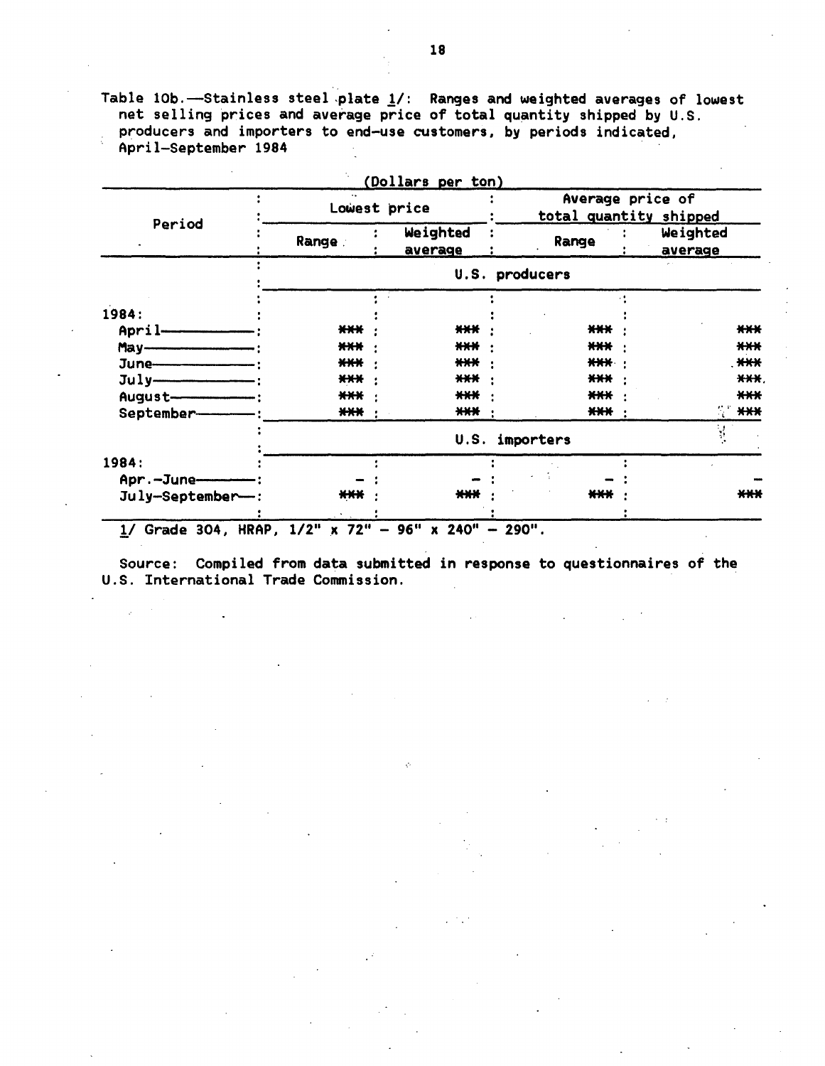Table 10b.—Stainless steel plate 1/: Ranges and weighted averages of lowest net selling prices and average price of total quantity shipped by U.S. producers and importers to end-use customers, by periods indicated, April-September 1984

(Dollars per ton)

| Period | Lowest price | | Average price of total quantity shipped | |
|---|---|---|---|---|
| | Range | Weighted average | Range | Weighted average |
| | U.S. producers | | | |
| 1984: | | | | |
| April | *** | *** | *** | *** |
| May | *** | *** | *** | *** |
| June | *** | *** | *** | *** |
| July | *** | *** | *** | *** |
| August | *** | *** | *** | *** |
| September | *** | *** | *** | *** |
| | U.S. importers | | | |
| 1984: | | | | |
| Apr.-June | - | - | - | - |
| July-September | *** | *** | *** | *** |

1/ Grade 304, HRAP, 1/2" x 72" - 96" x 240" - 290".

Source: Compiled from data submitted in response to questionnaires of the U.S. International Trade Commission.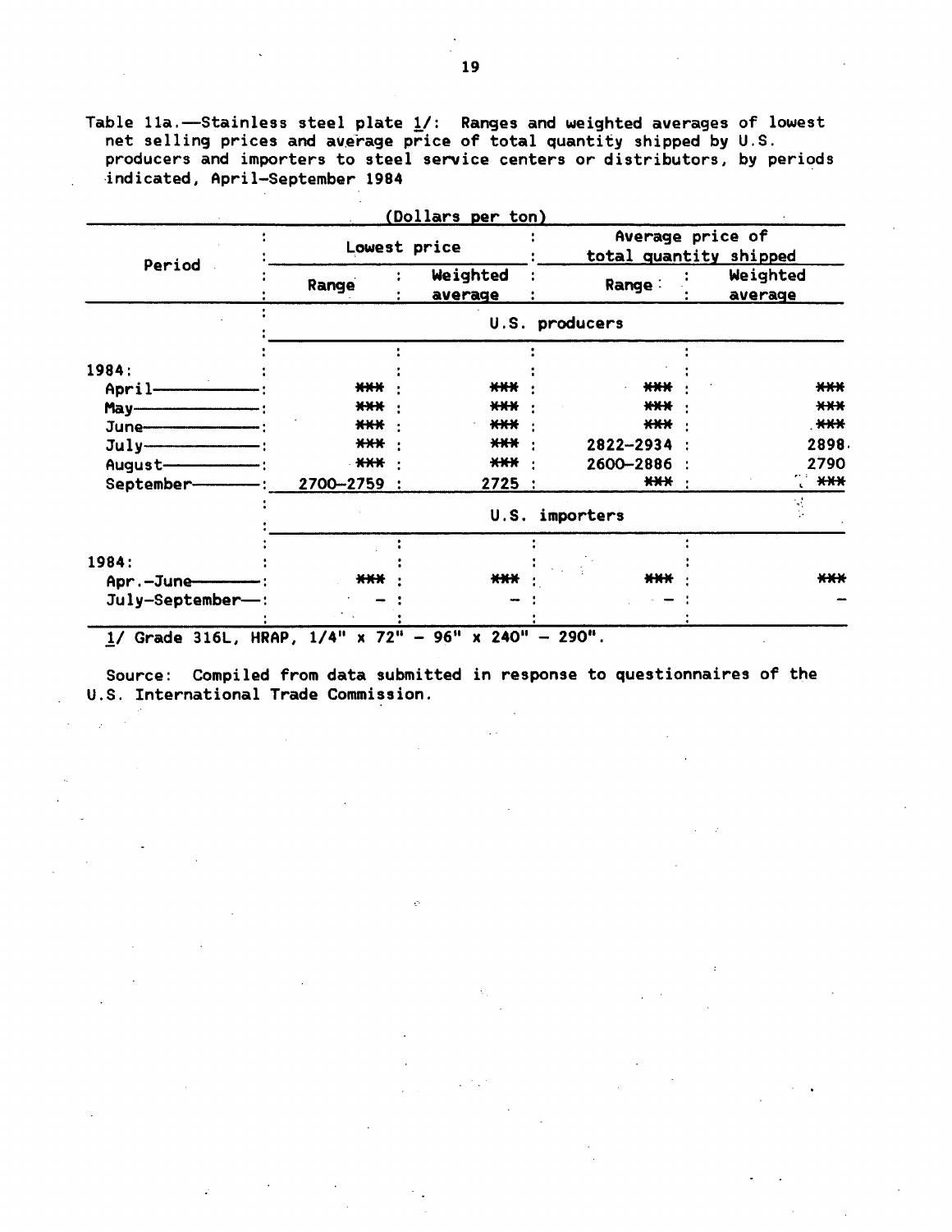Table 11a.—Stainless steel plate 1/: Ranges and weighted averages of lowest net selling prices and average price of total quantity shipped by U.S. producers and importers to steel service centers or distributors, by periods indicated, April-September 1984

(Dollars per ton)

| Period | Lowest price | | Average price of total quantity shipped | |
|---|---|---|---|---|
| | Range | Weighted average | Range | Weighted average |
| | U.S. producers | | | |
| 1984: | | | | |
| April | *** | *** | *** | *** |
| May | *** | *** | *** | *** |
| June | *** | *** | *** | *** |
| July | *** | *** | 2822-2934 | 2898 |
| August | *** | *** | 2600-2886 | 2790 |
| September | 2700-2759 | 2725 | *** | *** |
| | U.S. importers | | | |
| 1984: | | | | |
| Apr.-June | *** | *** | *** | *** |
| July-September | - | - | - | - |

1/ Grade 316L, HRAP, 1/4" x 72" - 96" x 240" - 290".

Source: Compiled from data submitted in response to questionnaires of the U.S. International Trade Commission.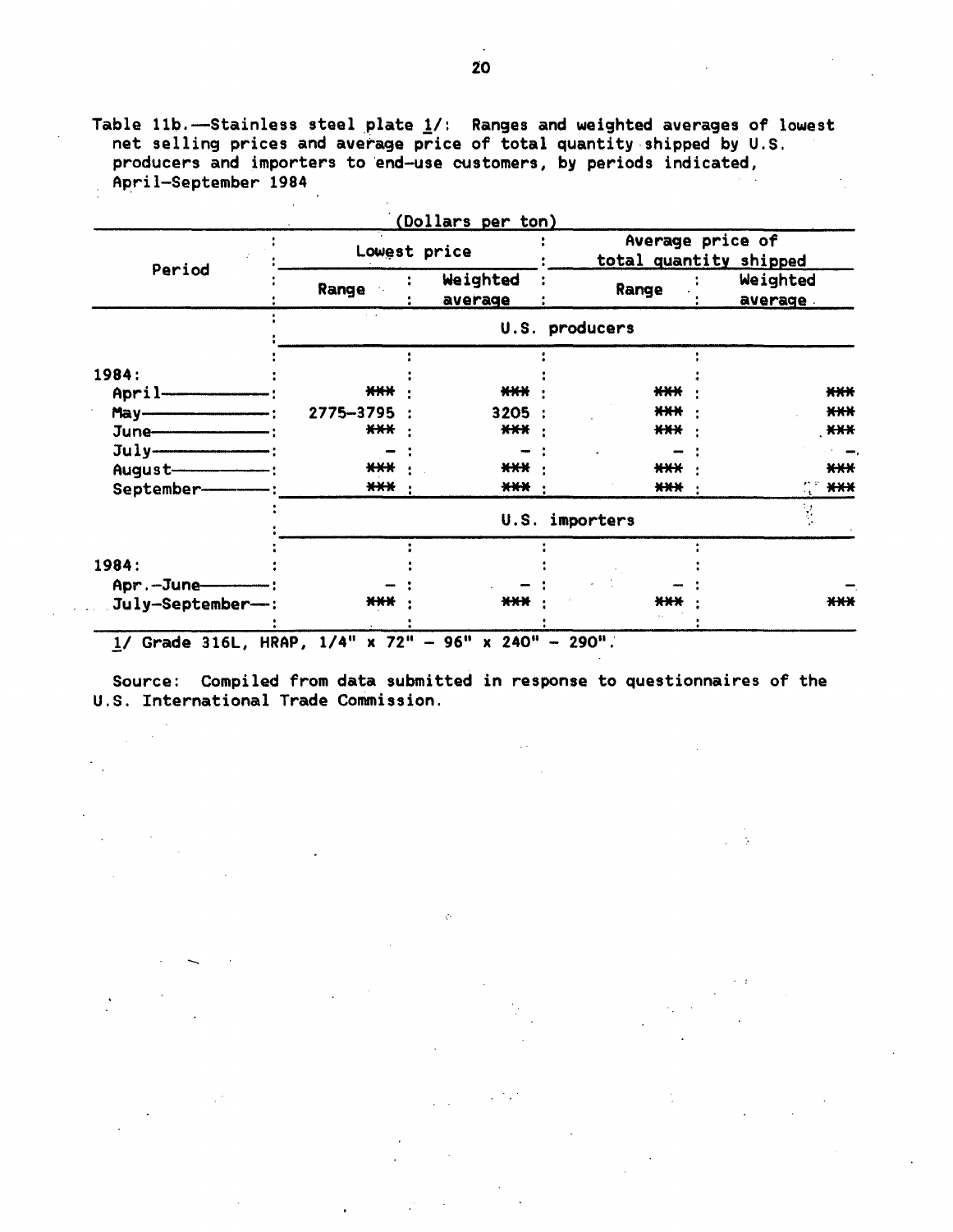Table 11b.—Stainless steel plate 1/: Ranges and weighted averages of lowest net selling prices and average price of total quantity shipped by U.S. producers and importers to end-use customers, by periods indicated, April-September 1984

(Dollars per ton)

| Period | Lowest price | | Average price of total quantity shipped | |
|---|---|---|---|---|
| | Range | Weighted average | Range | Weighted average |
| | U.S. producers | | | |
| 1984: | | | | |
| April | *** | *** | *** | *** |
| May | 2775-3795 | 3205 | *** | *** |
| June | *** | *** | *** | *** |
| July | - | - | - | - |
| August | *** | *** | *** | *** |
| September | *** | *** | *** | *** |
| | U.S. importers | | | |
| 1984: | | | | |
| Apr.-June | - | - | - | - |
| July-September | *** | *** | *** | *** |

1/ Grade 316L, HRAP, 1/4" x 72" - 96" x 240" - 290".

Source: Compiled from data submitted in response to questionnaires of the U.S. International Trade Commission.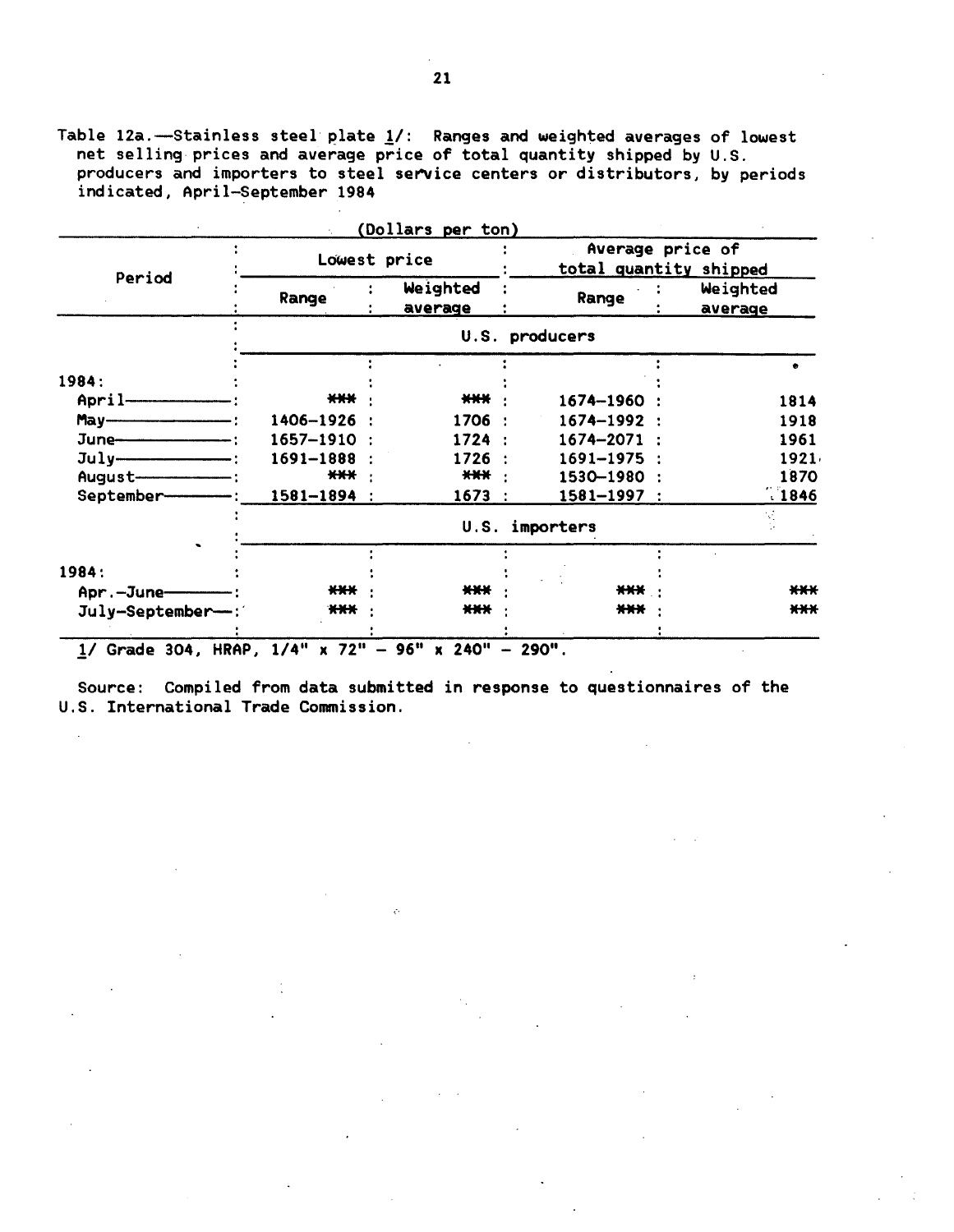Table 12a.—Stainless steel plate 1/: Ranges and weighted averages of lowest net selling prices and average price of total quantity shipped by U.S. producers and importers to steel service centers or distributors, by periods indicated, April-September 1984

(Dollars per ton)

| Period | Lowest price | | Average price of total quantity shipped | |
|---|---|---|---|---|
| | Range | Weighted average | Range | Weighted average |
| | U.S. producers | | | |
| 1984: | | | | |
| April | *** | *** | 1674–1960 | 1814 |
| May | 1406–1926 | 1706 | 1674–1992 | 1918 |
| June | 1657–1910 | 1724 | 1674–2071 | 1961 |
| July | 1691–1888 | 1726 | 1691–1975 | 1921 |
| August | *** | *** | 1530–1980 | 1870 |
| September | 1581–1894 | 1673 | 1581–1997 | 1846 |
| | U.S. importers | | | |
| 1984: | | | | |
| Apr.-June | *** | *** | *** | *** |
| July-September | *** | *** | *** | *** |

1/ Grade 304, HRAP, 1/4" x 72" – 96" x 240" – 290".

Source: Compiled from data submitted in response to questionnaires of the U.S. International Trade Commission.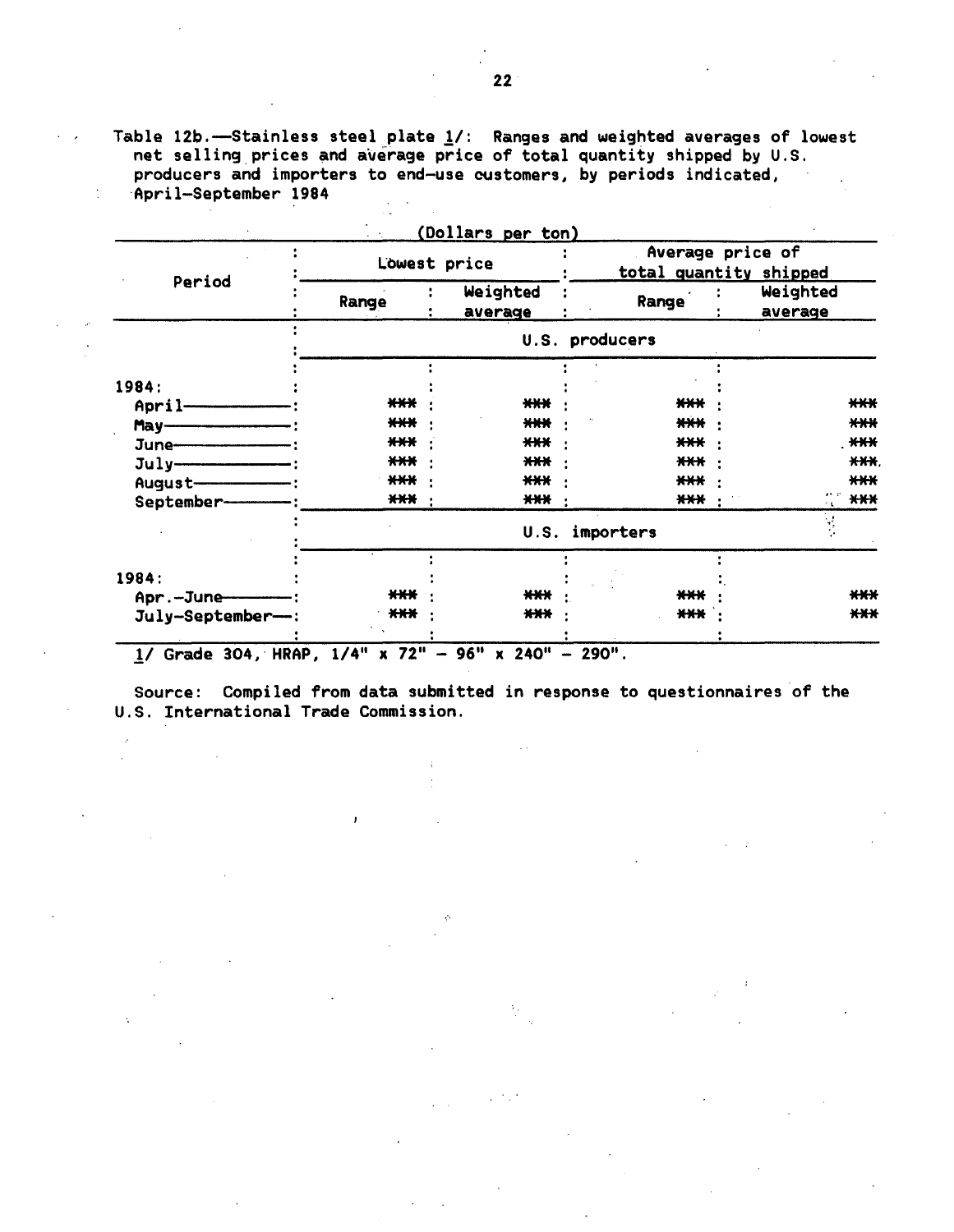Table 12b.—Stainless steel plate 1/: Ranges and weighted averages of lowest net selling prices and average price of total quantity shipped by U.S. producers and importers to end-use customers, by periods indicated, April-September 1984

(Dollars per ton)

| Period | Lowest price | | Average price of total quantity shipped | |
|---|---|---|---|---|
| | Range | Weighted average | Range | Weighted average |
| | U.S. producers | | | |
| 1984: | | | | |
| April | *** | *** | *** | *** |
| May | *** | *** | *** | *** |
| June | *** | *** | *** | *** |
| July | *** | *** | *** | *** |
| August | *** | *** | *** | *** |
| September | *** | *** | *** | *** |
| | U.S. importers | | | |
| 1984: | | | | |
| Apr.-June | *** | *** | *** | *** |
| July-September | *** | *** | *** | *** |

1/ Grade 304, HRAP, 1/4" x 72" - 96" x 240" - 290".

Source: Compiled from data submitted in response to questionnaires of the U.S. International Trade Commission.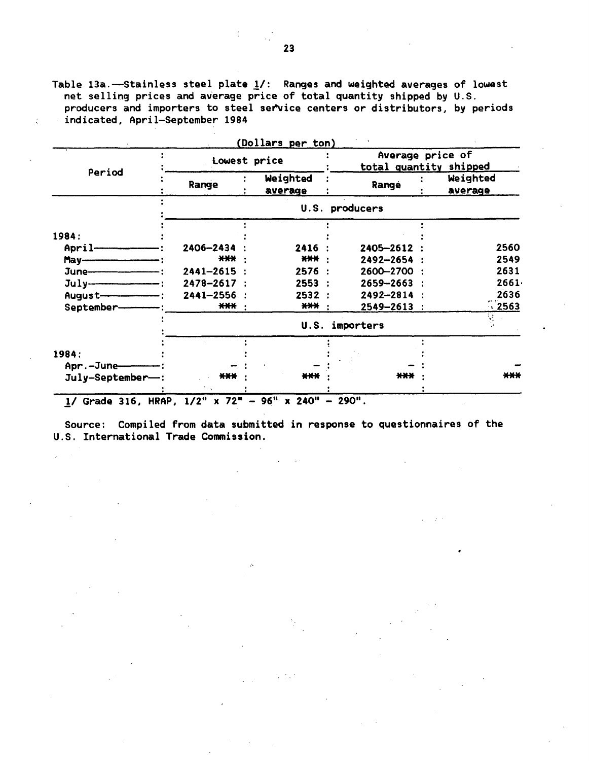Table 13a.—Stainless steel plate 1/: Ranges and weighted averages of lowest net selling prices and average price of total quantity shipped by U.S. producers and importers to steel service centers or distributors, by periods indicated, April–September 1984

(Dollars per ton)

| Period | Lowest price | | Average price of total quantity shipped | |
|---|---|---|---|---|
| | Range | Weighted average | Range | Weighted average |
| | U.S. producers | | | |
| 1984: | | | | |
| April | 2406–2434 | 2416 | 2405–2612 | 2560 |
| May | *** | *** | 2492–2654 | 2549 |
| June | 2441–2615 | 2576 | 2600–2700 | 2631 |
| July | 2478–2617 | 2553 | 2659–2663 | 2661 |
| August | 2441–2556 | 2532 | 2492–2814 | 2636 |
| September | *** | *** | 2549–2613 | 2563 |
| | U.S. importers | | | |
| 1984: | | | | |
| Apr.–June | – | – | – | – |
| July–September | *** | *** | *** | *** |

1/ Grade 316, HRAP, 1/2" x 72" – 96" x 240" – 290".

Source: Compiled from data submitted in response to questionnaires of the U.S. International Trade Commission.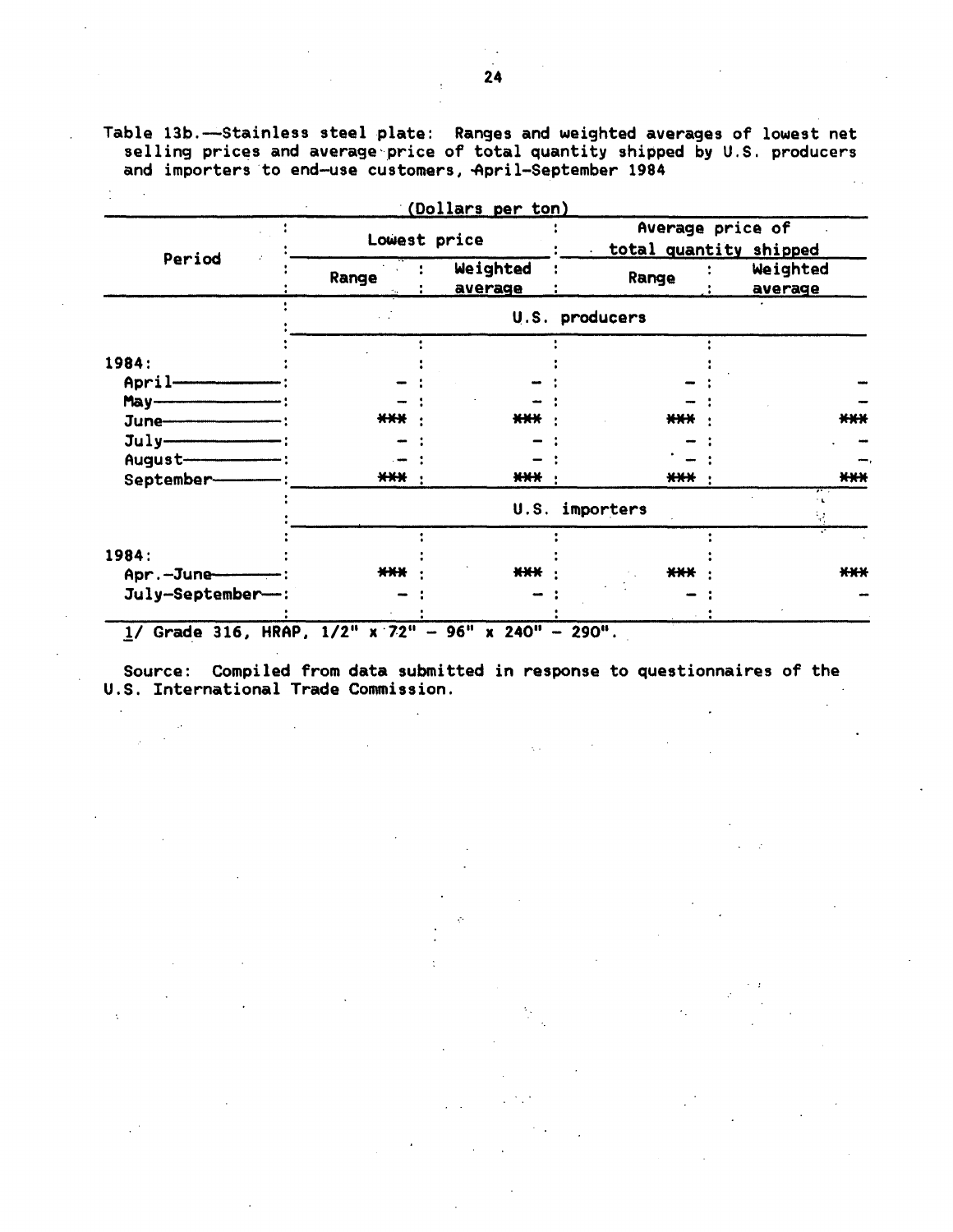Table 13b.—Stainless steel plate: Ranges and weighted averages of lowest net selling prices and average price of total quantity shipped by U.S. producers and importers to end-use customers, April-September 1984

(Dollars per ton)

| Period | Lowest price | | Average price of total quantity shipped | |
|---|---|---|---|---|
| | Range | Weighted average | Range | Weighted average |
| | U.S. producers | | | |
| 1984: | | | | |
| April | - | - | - | - |
| May | - | - | - | - |
| June | *** | *** | *** | *** |
| July | - | - | - | - |
| August | - | - | - | - |
| September | *** | *** | *** | *** |
| | U.S. importers | | | |
| 1984: | | | | |
| Apr.-June | *** | *** | *** | *** |
| July-September | - | - | - | - |

1/ Grade 316, HRAP, 1/2" x 72" - 96" x 240" - 290".

Source: Compiled from data submitted in response to questionnaires of the U.S. International Trade Commission.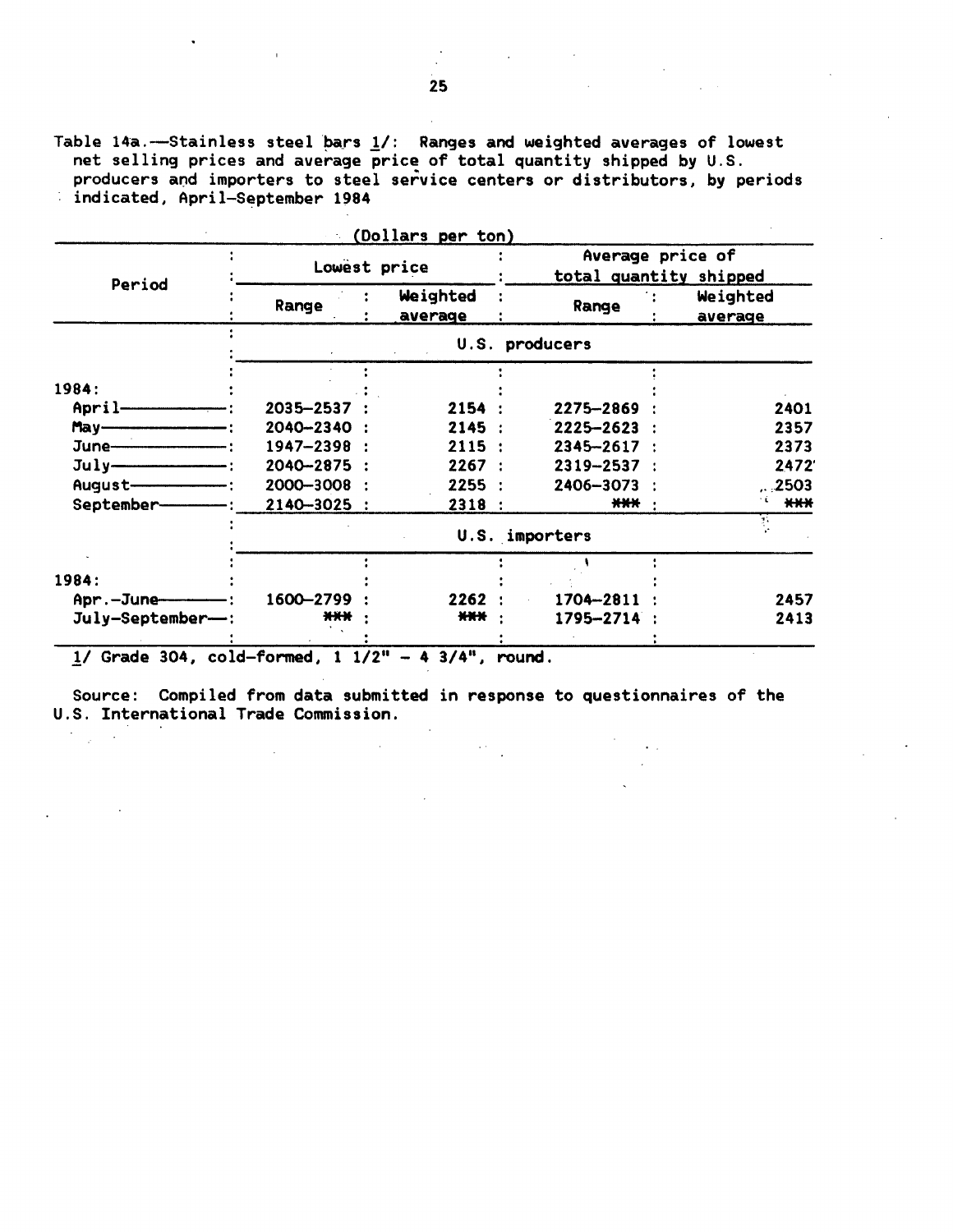Table 14a.—Stainless steel bars 1/: Ranges and weighted averages of lowest net selling prices and average price of total quantity shipped by U.S. producers and importers to steel service centers or distributors, by periods indicated, April–September 1984

(Dollars per ton)

| Period | Lowest price | | Average price of total quantity shipped | |
|---|---|---|---|---|
| | Range | Weighted average | Range | Weighted average |
| | U.S. producers | | | |
| 1984: | | | | |
| April | 2035–2537 | 2154 | 2275–2869 | 2401 |
| May | 2040–2340 | 2145 | 2225–2623 | 2357 |
| June | 1947–2398 | 2115 | 2345–2617 | 2373 |
| July | 2040–2875 | 2267 | 2319–2537 | 2472 |
| August | 2000–3008 | 2255 | 2406–3073 | 2503 |
| September | 2140–3025 | 2318 | *** | *** |
| | U.S. importers | | | |
| 1984: | | | | |
| Apr.–June | 1600–2799 | 2262 | 1704–2811 | 2457 |
| July–September | *** | *** | 1795–2714 | 2413 |

1/ Grade 304, cold-formed, 1 1/2" – 4 3/4", round.

Source: Compiled from data submitted in response to questionnaires of the U.S. International Trade Commission.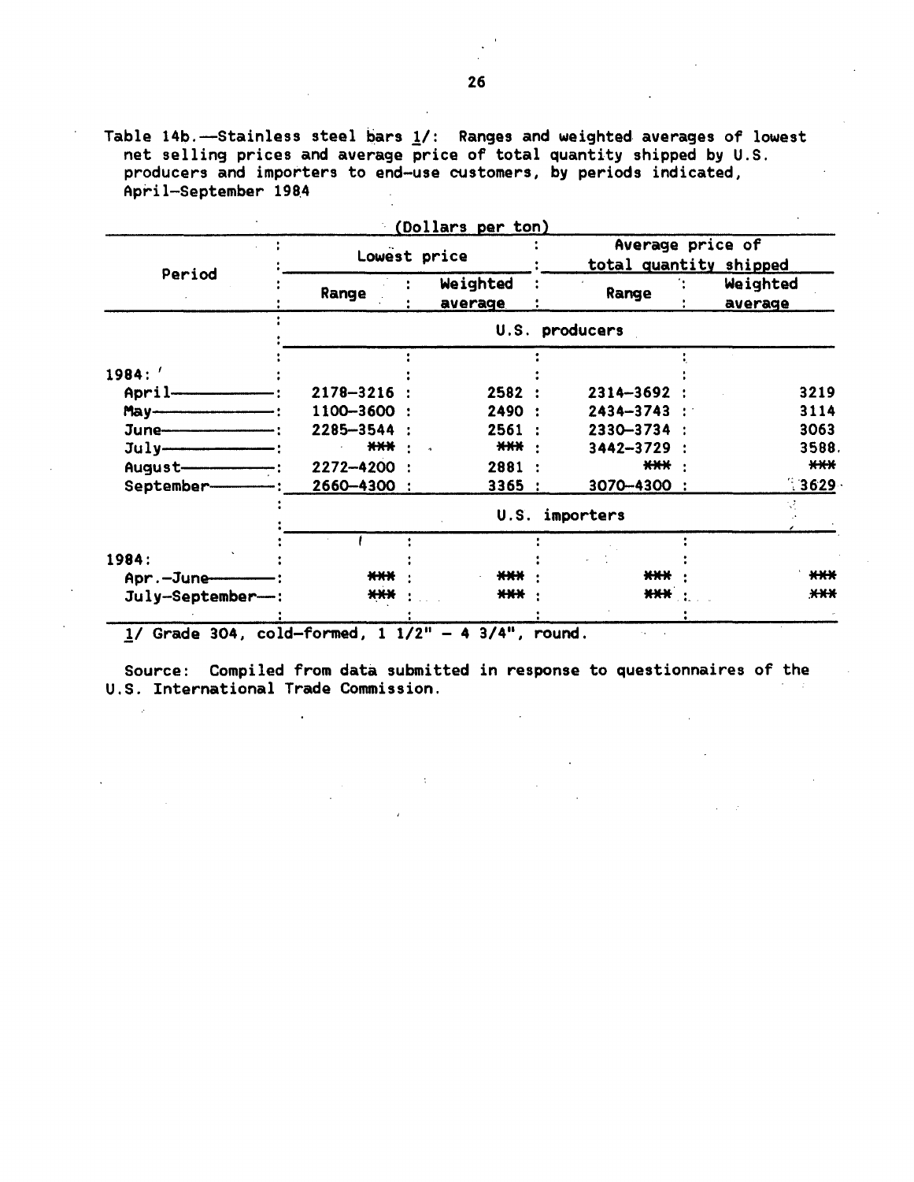Table 14b.—Stainless steel bars 1/: Ranges and weighted averages of lowest net selling prices and average price of total quantity shipped by U.S. producers and importers to end-use customers, by periods indicated, April-September 1984

(Dollars per ton)

| Period | Lowest price | | Average price of total quantity shipped | |
|---|---|---|---|---|
| | Range | Weighted average | Range | Weighted average |
| | U.S. producers | | | |
| 1984: | | | | |
| April | 2178-3216 | 2582 | 2314-3692 | 3219 |
| May | 1100-3600 | 2490 | 2434-3743 | 3114 |
| June | 2285-3544 | 2561 | 2330-3734 | 3063 |
| July | *** | *** | 3442-3729 | 3588 |
| August | 2272-4200 | 2881 | *** | *** |
| September | 2660-4300 | 3365 | 3070-4300 | 3629 |
| | U.S. importers | | | |
| 1984: | | | | |
| Apr.-June | *** | *** | *** | *** |
| July-September | *** | *** | *** | *** |

1/ Grade 304, cold-formed, 1 1/2" - 4 3/4", round.

Source: Compiled from data submitted in response to questionnaires of the U.S. International Trade Commission.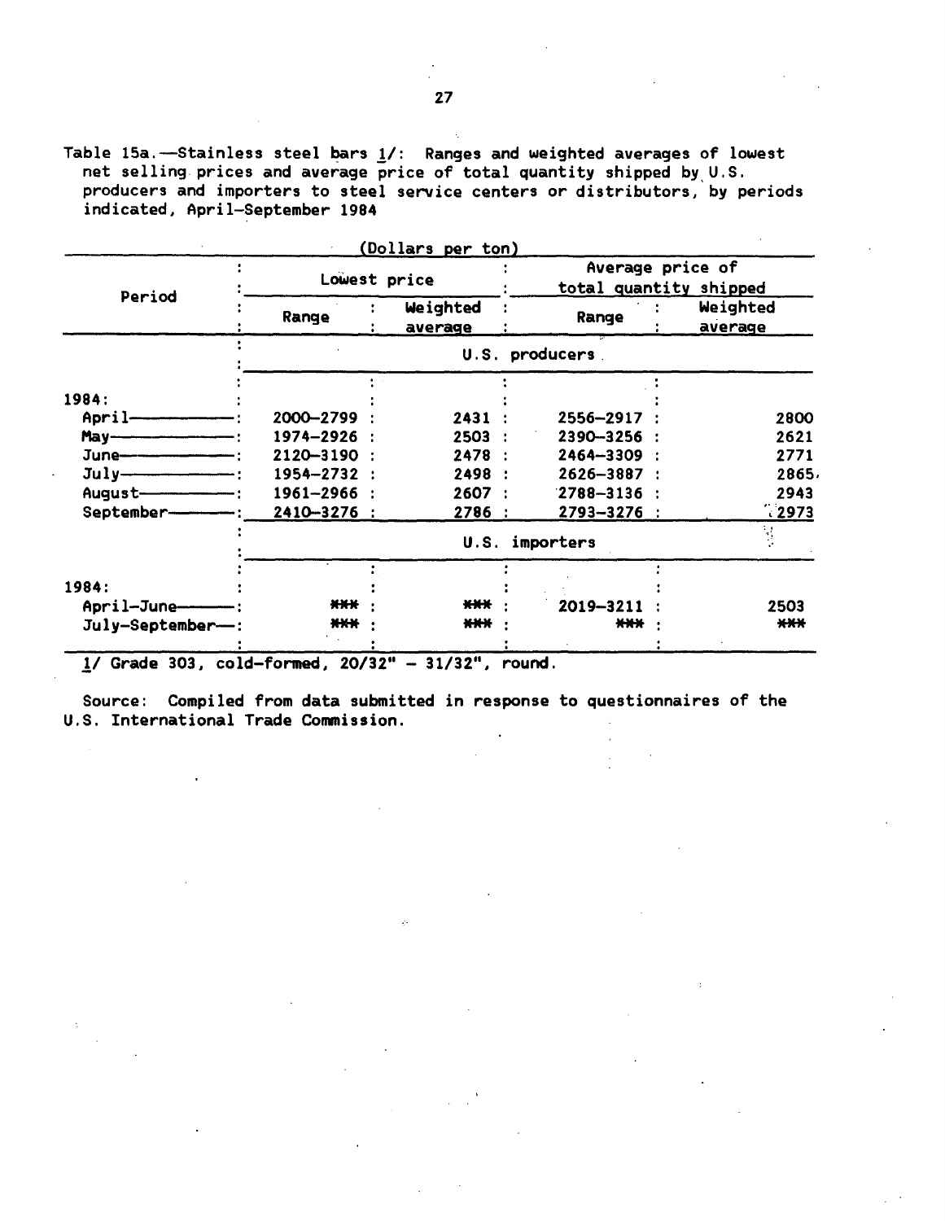Table 15a.—Stainless steel bars 1/: Ranges and weighted averages of lowest net selling prices and average price of total quantity shipped by U.S. producers and importers to steel service centers or distributors, by periods indicated, April–September 1984

(Dollars per ton)

| Period | Lowest price | | Average price of total quantity shipped | |
|---|---|---|---|---|
| | Range | Weighted average | Range | Weighted average |
| | U.S. producers | | | |
| 1984: | | | | |
| April | 2000–2799 | 2431 | 2556–2917 | 2800 |
| May | 1974–2926 | 2503 | 2390–3256 | 2621 |
| June | 2120–3190 | 2478 | 2464–3309 | 2771 |
| July | 1954–2732 | 2498 | 2626–3887 | 2865 |
| August | 1961–2966 | 2607 | 2788–3136 | 2943 |
| September | 2410–3276 | 2786 | 2793–3276 | 2973 |
| | U.S. importers | | | |
| 1984: | | | | |
| April–June | *** | *** | 2019–3211 | 2503 |
| July–September | *** | *** | *** | *** |

1/ Grade 303, cold-formed, 20/32" - 31/32", round.

Source: Compiled from data submitted in response to questionnaires of the U.S. International Trade Commission.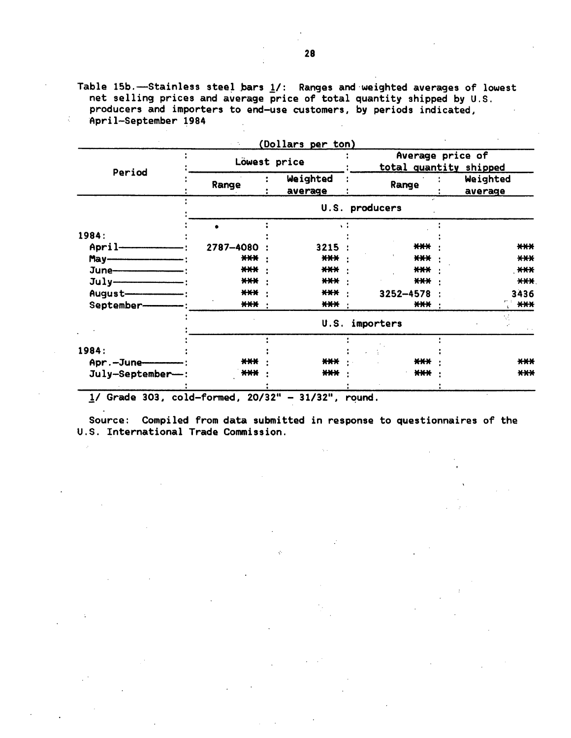Table 15b.—Stainless steel bars 1/: Ranges and weighted averages of lowest net selling prices and average price of total quantity shipped by U.S. producers and importers to end-use customers, by periods indicated, April-September 1984

(Dollars per ton)

| Period | Lowest price | | Average price of total quantity shipped | |
|---|---|---|---|---|
| | Range | Weighted average | Range | Weighted average |
| | U.S. producers | | | |
| 1984: | | | | |
| April | 2787-4080 | 3215 | *** | *** |
| May | *** | *** | *** | *** |
| June | *** | *** | *** | *** |
| July | *** | *** | *** | *** |
| August | *** | *** | 3252-4578 | 3436 |
| September | *** | *** | *** | *** |
| | U.S. importers | | | |
| 1984: | | | | |
| Apr.-June | *** | *** | *** | *** |
| July-September | *** | *** | *** | *** |

1/ Grade 303, cold-formed, 20/32" - 31/32", round.

Source: Compiled from data submitted in response to questionnaires of the U.S. International Trade Commission.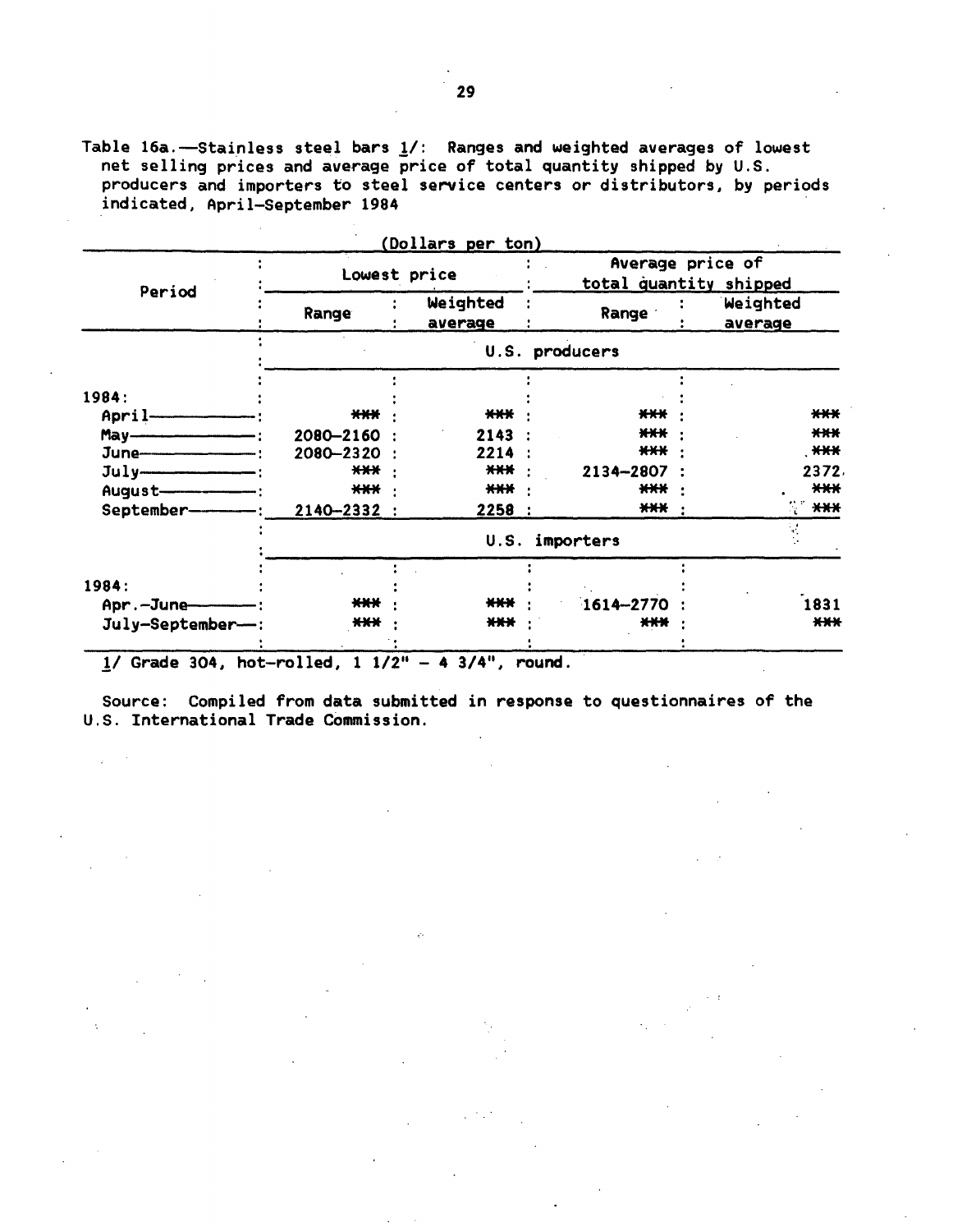Table 16a.—Stainless steel bars 1/: Ranges and weighted averages of lowest net selling prices and average price of total quantity shipped by U.S. producers and importers to steel service centers or distributors, by periods indicated, April–September 1984

(Dollars per ton)

| Period | Lowest price | | Average price of total quantity shipped | |
|---|---|---|---|---|
| | Range | Weighted average | Range | Weighted average |
| | U.S. producers | | | |
| 1984: | | | | |
| April | *** | *** | *** | *** |
| May | 2080–2160 | 2143 | *** | *** |
| June | 2080–2320 | 2214 | *** | *** |
| July | *** | *** | 2134–2807 | 2372 |
| August | *** | *** | *** | *** |
| September | 2140–2332 | 2258 | *** | *** |
| | U.S. importers | | | |
| 1984: | | | | |
| Apr.–June | *** | *** | 1614–2770 | 1831 |
| July–September | *** | *** | *** | *** |

1/ Grade 304, hot-rolled, 1 1/2" – 4 3/4", round.

Source: Compiled from data submitted in response to questionnaires of the U.S. International Trade Commission.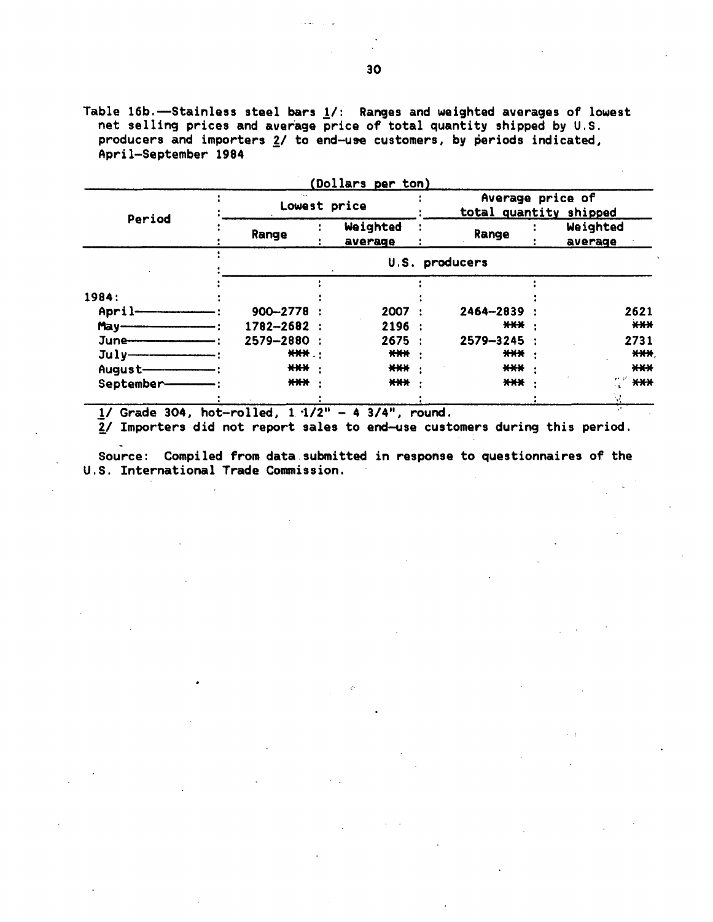Table 16b.—Stainless steel bars 1/: Ranges and weighted averages of lowest net selling prices and average price of total quantity shipped by U.S. producers and importers 2/ to end-use customers, by periods indicated, April-September 1984

(Dollars per ton)

| Period | Lowest price | | Average price of total quantity shipped | |
|---|---|---|---|---|
| | Range | Weighted average | Range | Weighted average |
| | U.S. producers | | | |
| 1984: | | | | |
| April | 900-2778 | 2007 | 2464-2839 | 2621 |
| May | 1782-2682 | 2196 | *** | *** |
| June | 2579-2880 | 2675 | 2579-3245 | 2731 |
| July | *** | *** | *** | *** |
| August | *** | *** | *** | *** |
| September | *** | *** | *** | *** |

1/ Grade 304, hot-rolled, 1 1/2" - 4 3/4", round.

2/ Importers did not report sales to end-use customers during this period.

Source: Compiled from data submitted in response to questionnaires of the U.S. International Trade Commission.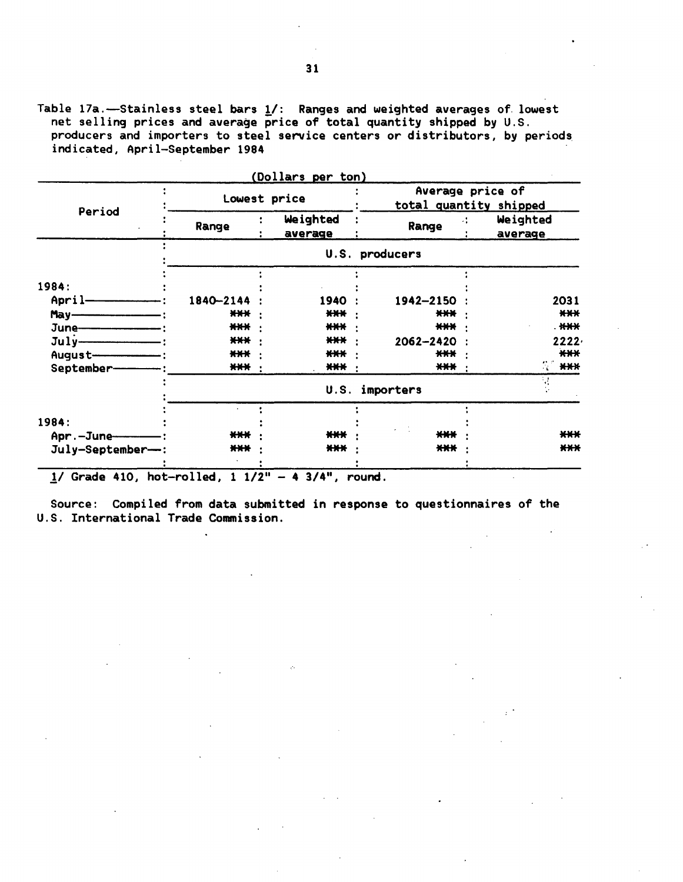Table 17a.—Stainless steel bars 1/: Ranges and weighted averages of lowest net selling prices and average price of total quantity shipped by U.S. producers and importers to steel service centers or distributors, by periods indicated, April-September 1984

(Dollars per ton)

| Period | Lowest price | | Average price of total quantity shipped | |
|---|---|---|---|---|
| | Range | Weighted average | Range | Weighted average |
| | U.S. producers | | | |
| 1984: | | | | |
| April | 1840-2144 | 1940 | 1942-2150 | 2031 |
| May | *** | *** | *** | *** |
| June | *** | *** | *** | *** |
| July | *** | *** | 2062-2420 | 2222 |
| August | *** | *** | *** | *** |
| September | *** | *** | *** | *** |
| | U.S. importers | | | |
| 1984: | | | | |
| Apr.-June | *** | *** | *** | *** |
| July-September | *** | *** | *** | *** |

1/ Grade 410, hot-rolled, 1 1/2" - 4 3/4", round.

Source: Compiled from data submitted in response to questionnaires of the U.S. International Trade Commission.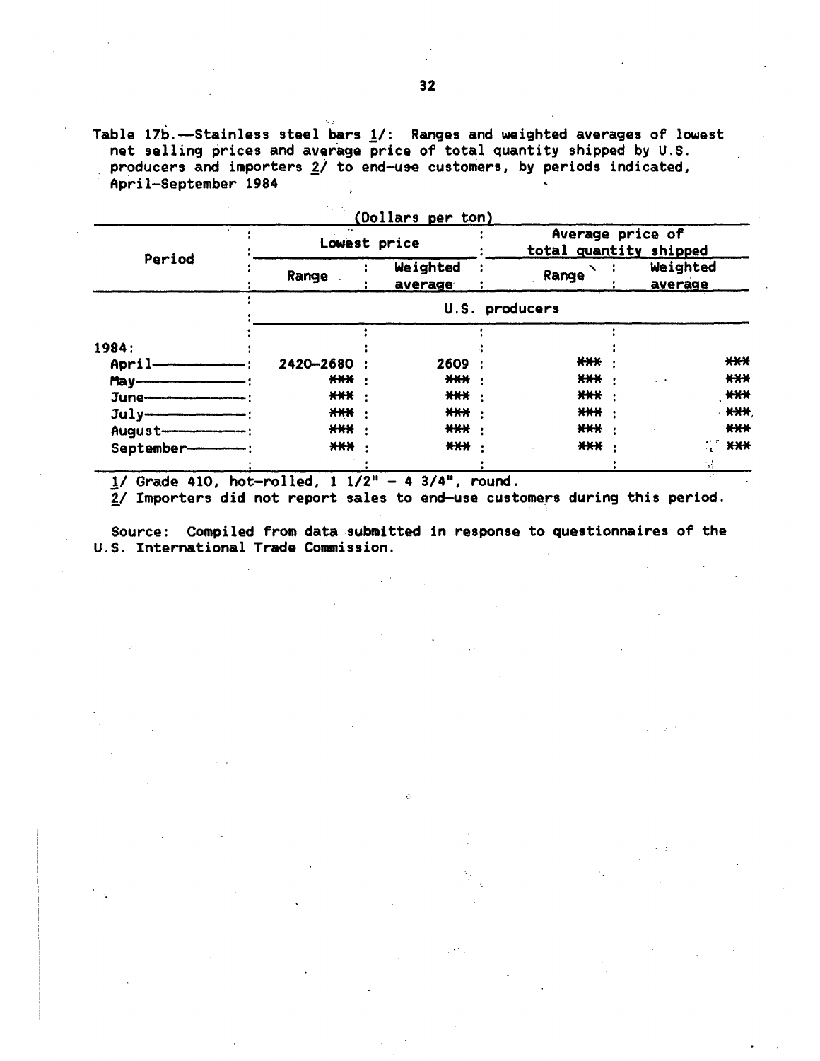Table 17b.—Stainless steel bars 1/: Ranges and weighted averages of lowest net selling prices and average price of total quantity shipped by U.S. producers and importers 2/ to end-use customers, by periods indicated, April-September 1984

(Dollars per ton)

| Period | Lowest price | | Average price of total quantity shipped | |
|---|---|---|---|---|
| | Range | Weighted average | Range | Weighted average |
| | U.S. producers | | | |
| 1984: | | | | |
| April | 2420-2680 | 2609 | *** | *** |
| May | *** | *** | *** | *** |
| June | *** | *** | *** | *** |
| July | *** | *** | *** | *** |
| August | *** | *** | *** | *** |
| September | *** | *** | *** | *** |

1/ Grade 410, hot-rolled, 1 1/2" - 4 3/4", round.

2/ Importers did not report sales to end-use customers during this period.

Source: Compiled from data submitted in response to questionnaires of the U.S. International Trade Commission.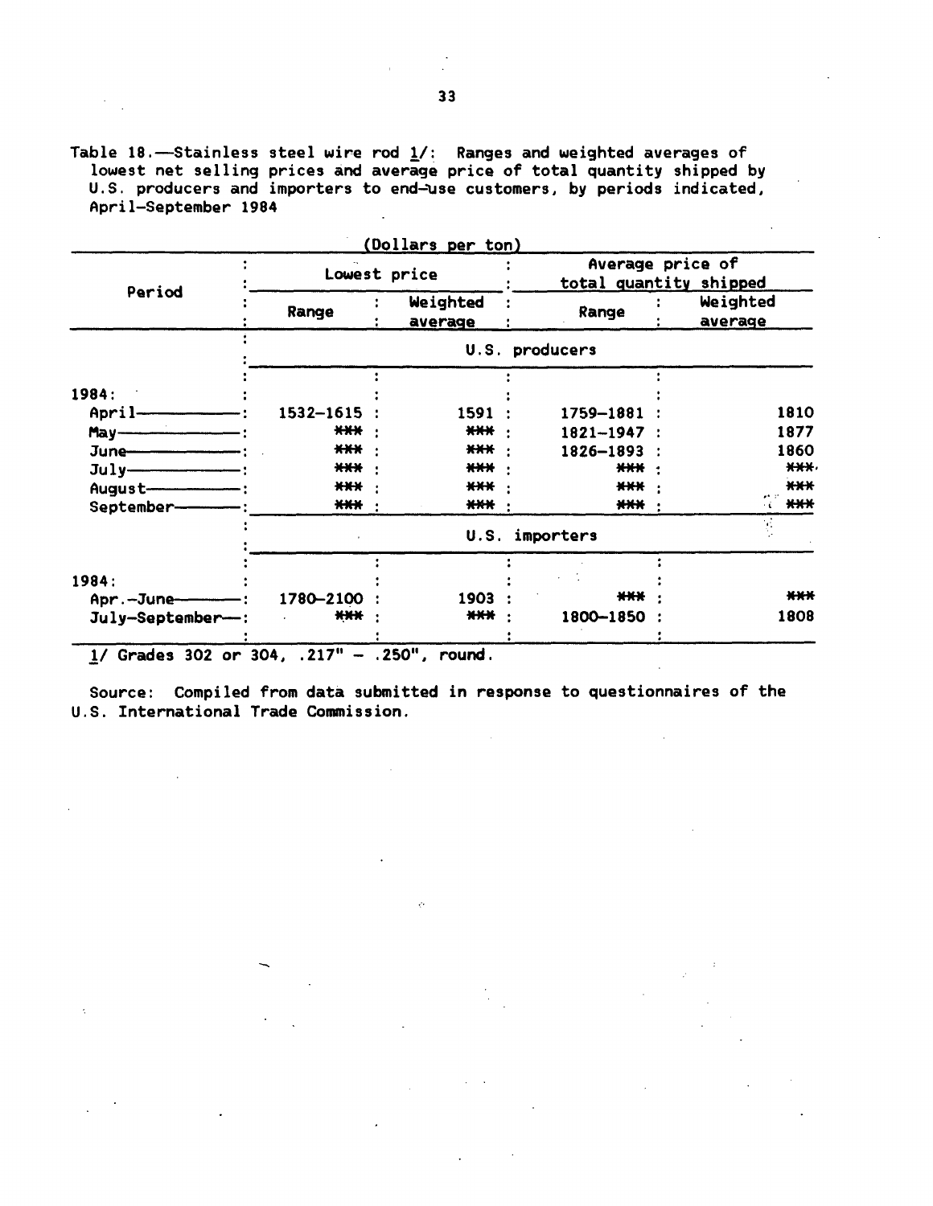Table 18.—Stainless steel wire rod 1/: Ranges and weighted averages of lowest net selling prices and average price of total quantity shipped by U.S. producers and importers to end-use customers, by periods indicated, April–September 1984

(Dollars per ton)

| Period | Lowest price | | Average price of total quantity shipped | |
|---|---|---|---|---|
| | Range | Weighted average | Range | Weighted average |
| | U.S. producers | | | |
| 1984: | | | | |
| April | 1532–1615 | 1591 | 1759–1881 | 1810 |
| May | *** | *** | 1821–1947 | 1877 |
| June | *** | *** | 1826–1893 | 1860 |
| July | *** | *** | *** | *** |
| August | *** | *** | *** | *** |
| September | *** | *** | *** | *** |
| | U.S. importers | | | |
| 1984: | | | | |
| Apr.–June | 1780–2100 | 1903 | *** | *** |
| July–September | *** | *** | 1800–1850 | 1808 |

1/ Grades 302 or 304, .217" – .250", round.

Source: Compiled from data submitted in response to questionnaires of the U.S. International Trade Commission.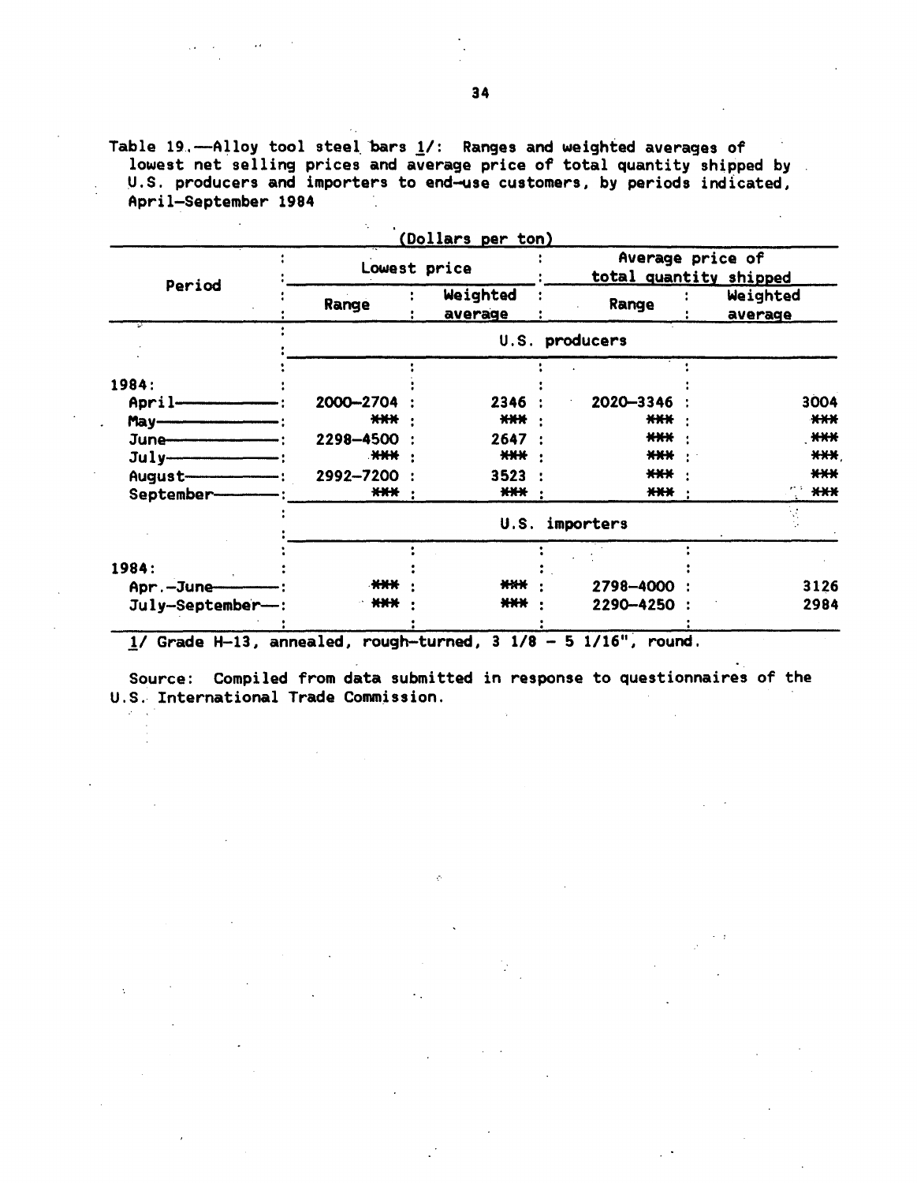Table 19.—Alloy tool steel bars 1/: Ranges and weighted averages of lowest net selling prices and average price of total quantity shipped by U.S. producers and importers to end-use customers, by periods indicated, April–September 1984

(Dollars per ton)

| Period | Lowest price | | Average price of total quantity shipped | |
|---|---|---|---|---|
| | Range | Weighted average | Range | Weighted average |
| | U.S. producers | | | |
| 1984: | | | | |
| April | 2000–2704 | 2346 | 2020–3346 | 3004 |
| May | *** | *** | *** | *** |
| June | 2298–4500 | 2647 | *** | *** |
| July | *** | *** | *** | *** |
| August | 2992–7200 | 3523 | *** | *** |
| September | *** | *** | *** | *** |
| | U.S. importers | | | |
| 1984: | | | | |
| Apr.–June | *** | *** | 2798–4000 | 3126 |
| July–September | *** | *** | 2290–4250 | 2984 |

1/ Grade H-13, annealed, rough-turned, 3 1/8 – 5 1/16", round.

Source: Compiled from data submitted in response to questionnaires of the U.S. International Trade Commission.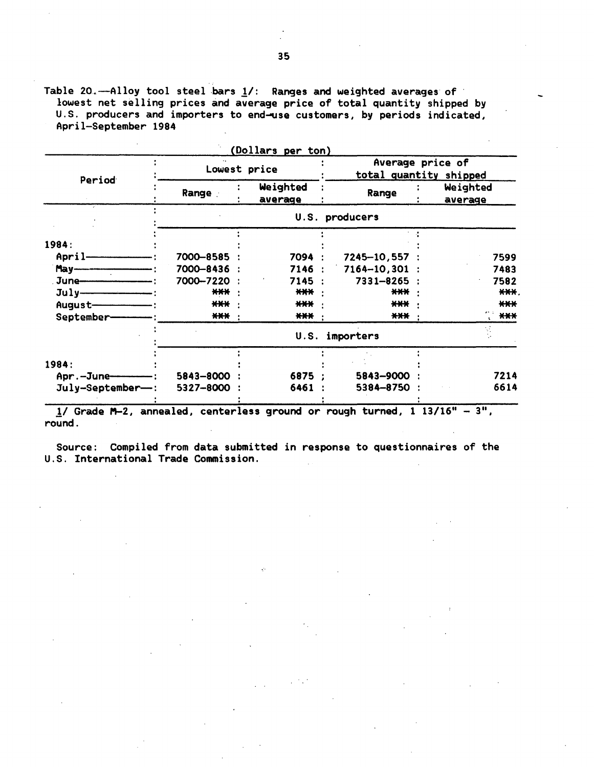Table 20.—Alloy tool steel bars 1/: Ranges and weighted averages of lowest net selling prices and average price of total quantity shipped by U.S. producers and importers to end-use customers, by periods indicated, April-September 1984

(Dollars per ton)

| Period | Lowest price | | Average price of total quantity shipped | |
|---|---|---|---|---|
| | Range | Weighted average | Range | Weighted average |
| | U.S. producers | | | |
| 1984: | | | | |
| April | 7000-8585 | 7094 | 7245-10,557 | 7599 |
| May | 7000-8436 | 7146 | 7164-10,301 | 7483 |
| June | 7000-7220 | 7145 | 7331-8265 | 7582 |
| July | *** | *** | *** | *** |
| August | *** | *** | *** | *** |
| September | *** | *** | *** | *** |
| | U.S. importers | | | |
| 1984: | | | | |
| Apr.-June | 5843-8000 | 6875 | 5843-9000 | 7214 |
| July-September | 5327-8000 | 6461 | 5384-8750 | 6614 |

1/ Grade M-2, annealed, centerless ground or rough turned, 1 13/16" - 3", round.

Source: Compiled from data submitted in response to questionnaires of the U.S. International Trade Commission.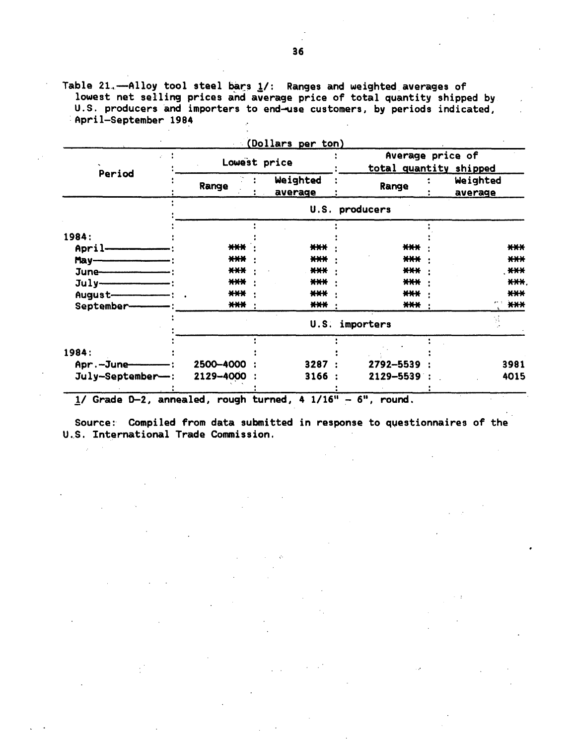Table 21.—Alloy tool steel bars 1/: Ranges and weighted averages of lowest net selling prices and average price of total quantity shipped by U.S. producers and importers to end-use customers, by periods indicated, April–September 1984

(Dollars per ton)

| Period | Lowest price | | Average price of total quantity shipped | |
|---|---|---|---|---|
| | Range | Weighted average | Range | Weighted average |
| | U.S. producers | | | |
| 1984: | | | | |
| April | *** | *** | *** | *** |
| May | *** | *** | *** | *** |
| June | *** | *** | *** | *** |
| July | *** | *** | *** | *** |
| August | *** | *** | *** | *** |
| September | *** | *** | *** | *** |
| | U.S. importers | | | |
| 1984: | | | | |
| Apr.–June | 2500–4000 | 3287 | 2792–5539 | 3981 |
| July–September | 2129–4000 | 3166 | 2129–5539 | 4015 |

1/ Grade D-2, annealed, rough turned, 4 1/16" – 6", round.

Source: Compiled from data submitted in response to questionnaires of the U.S. International Trade Commission.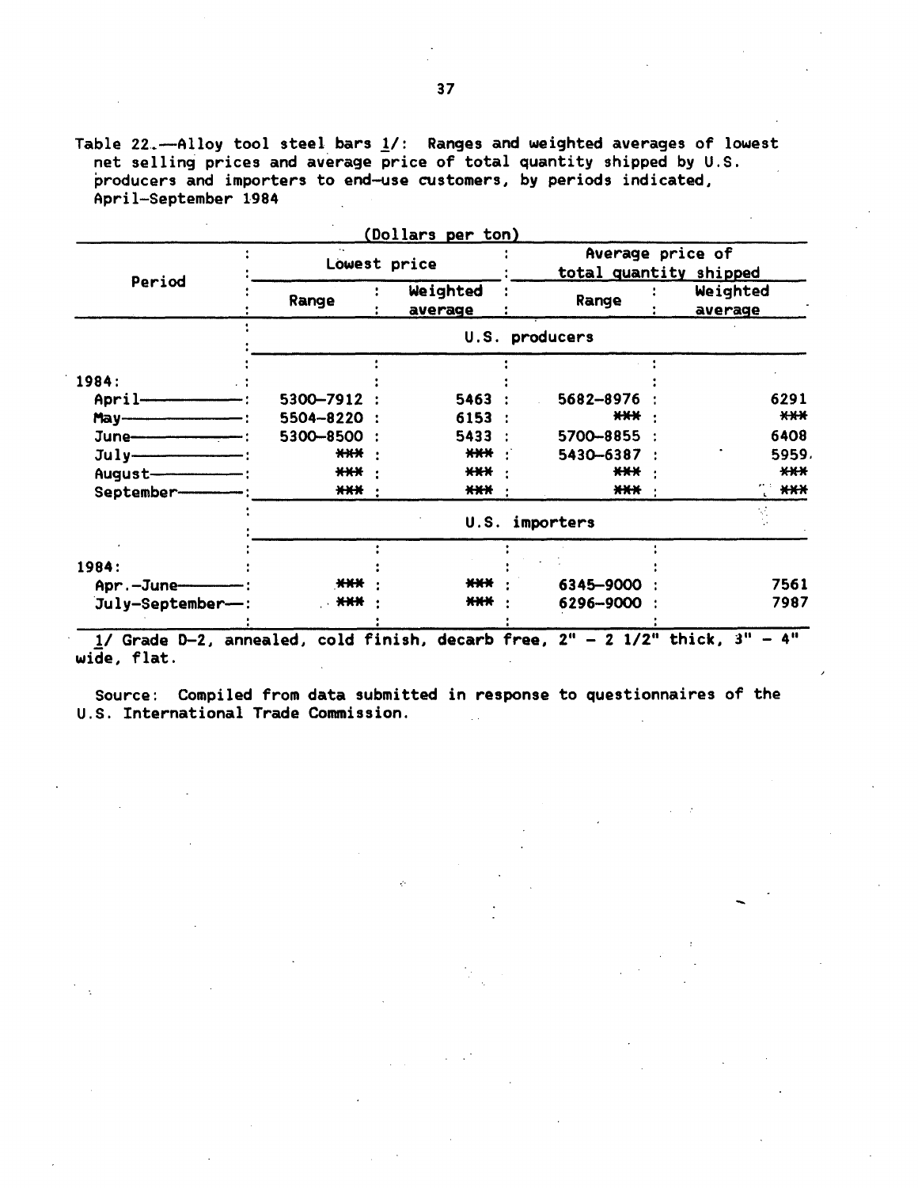Table 22.—Alloy tool steel bars 1/: Ranges and weighted averages of lowest net selling prices and average price of total quantity shipped by U.S. producers and importers to end-use customers, by periods indicated, April–September 1984

(Dollars per ton)

| Period | Lowest price | | Average price of total quantity shipped | |
|---|---|---|---|---|
| | Range | Weighted average | Range | Weighted average |
| | U.S. producers | | | |
| 1984: | | | | |
| April | 5300–7912 | 5463 | 5682–8976 | 6291 |
| May | 5504–8220 | 6153 | *** | *** |
| June | 5300–8500 | 5433 | 5700–8855 | 6408 |
| July | *** | *** | 5430–6387 | 5959 |
| August | *** | *** | *** | *** |
| September | *** | *** | *** | *** |
| | U.S. importers | | | |
| 1984: | | | | |
| Apr.–June | *** | *** | 6345–9000 | 7561 |
| July–September | *** | *** | 6296–9000 | 7987 |

1/ Grade D-2, annealed, cold finish, decarb free, 2" – 2 1/2" thick, 3" – 4" wide, flat.

Source: Compiled from data submitted in response to questionnaires of the U.S. International Trade Commission.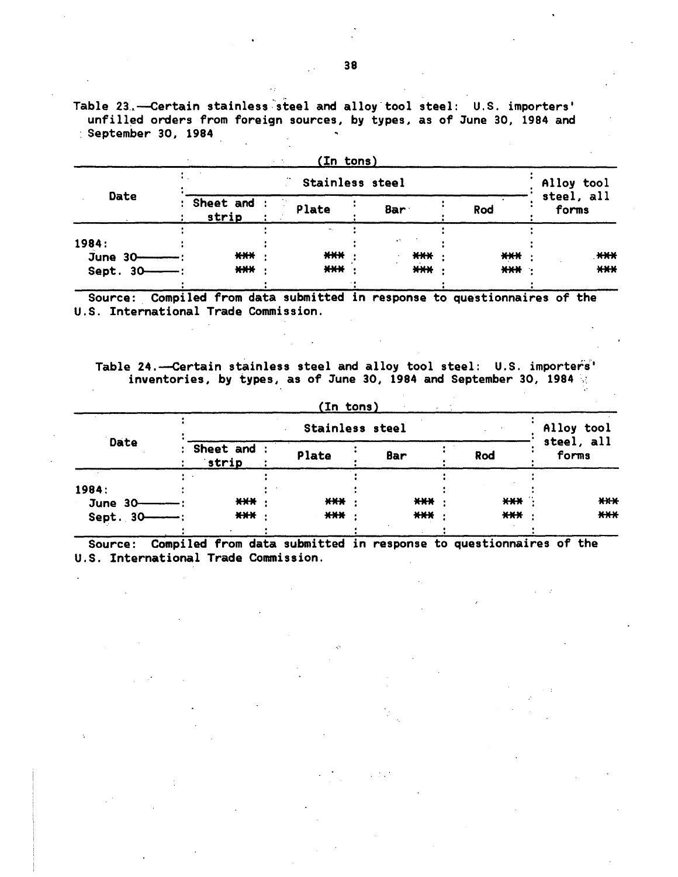Table 23.—Certain stainless steel and alloy tool steel: U.S. importers' unfilled orders from foreign sources, by types, as of June 30, 1984 and September 30, 1984

(In tons)

| Date | Stainless steel | | | | Alloy tool steel, all forms |
|---|---|---|---|---|---|
| | Sheet and strip | Plate | Bar | Rod | |
| 1984: | | | | | |
| June 30 | *** | *** | *** | *** | *** |
| Sept. 30 | *** | *** | *** | *** | *** |

Source: Compiled from data submitted in response to questionnaires of the U.S. International Trade Commission.

Table 24.—Certain stainless steel and alloy tool steel: U.S. importers' inventories, by types, as of June 30, 1984 and September 30, 1984

(In tons)

| Date | Stainless steel | | | | Alloy tool steel, all forms |
|---|---|---|---|---|---|
| | Sheet and strip | Plate | Bar | Rod | |
| 1984: | | | | | |
| June 30 | *** | *** | *** | *** | *** |
| Sept. 30 | *** | *** | *** | *** | *** |

Source: Compiled from data submitted in response to questionnaires of the U.S. International Trade Commission.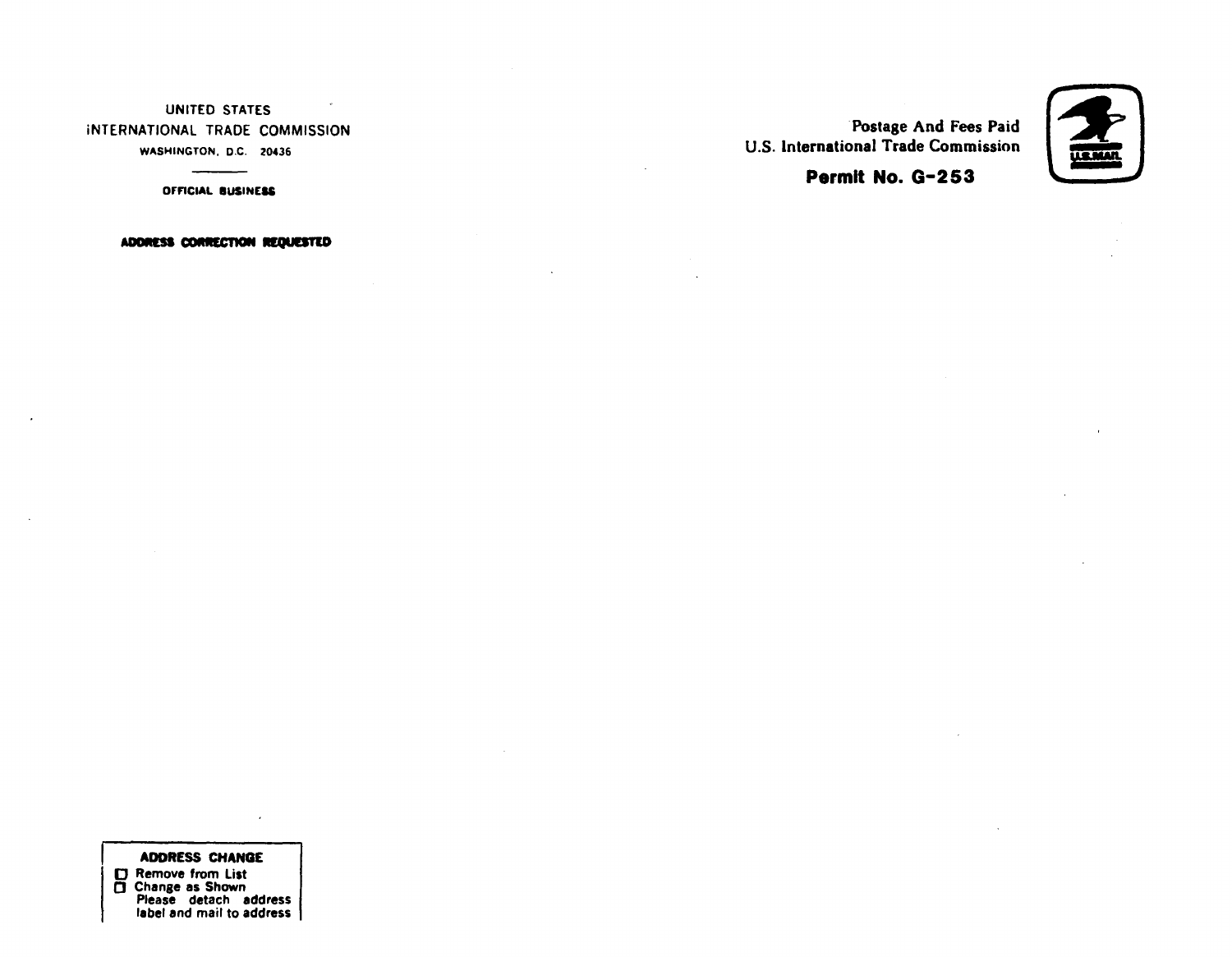UNITED STATES
INTERNATIONAL TRADE COMMISSION
WASHINGTON, D.C. 20436

OFFICIAL BUSINESS

**ADDRESS CORRECTION REQUESTED**

Postage And Fees Paid
U.S. International Trade Commission

**Permit No. G-253**

**ADDRESS CHANGE**

- ☐ Remove from List
- ☐ Change as Shown
  Please detach address label and mail to address